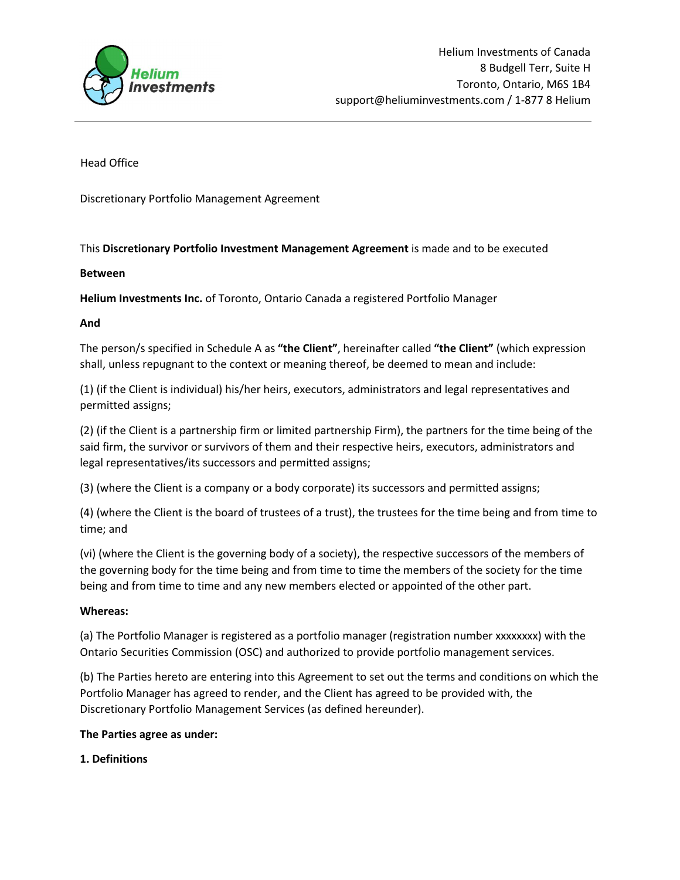Helium Investments of Canada
8 Budgell Terr, Suite H
Toronto, Ontario, M6S 1B4
support@heliuminvestments.com / 1-877 8 Helium

Head Office

Discretionary Portfolio Management Agreement

This **Discretionary Portfolio Investment Management Agreement** is made and to be executed

**Between**

**Helium Investments Inc.** of Toronto, Ontario Canada a registered Portfolio Manager

**And**

The person/s specified in Schedule A as **"the Client"**, hereinafter called **"the Client"** (which expression shall, unless repugnant to the context or meaning thereof, be deemed to mean and include:

(1) (if the Client is individual) his/her heirs, executors, administrators and legal representatives and permitted assigns;

(2) (if the Client is a partnership firm or limited partnership Firm), the partners for the time being of the said firm, the survivor or survivors of them and their respective heirs, executors, administrators and legal representatives/its successors and permitted assigns;

(3) (where the Client is a company or a body corporate) its successors and permitted assigns;

(4) (where the Client is the board of trustees of a trust), the trustees for the time being and from time to time; and

(vi) (where the Client is the governing body of a society), the respective successors of the members of the governing body for the time being and from time to time the members of the society for the time being and from time to time and any new members elected or appointed of the other part.

**Whereas:**

(a) The Portfolio Manager is registered as a portfolio manager (registration number xxxxxxxx) with the Ontario Securities Commission (OSC) and authorized to provide portfolio management services.

(b) The Parties hereto are entering into this Agreement to set out the terms and conditions on which the Portfolio Manager has agreed to render, and the Client has agreed to be provided with, the Discretionary Portfolio Management Services (as defined hereunder).

**The Parties agree as under:**

**1. Definitions**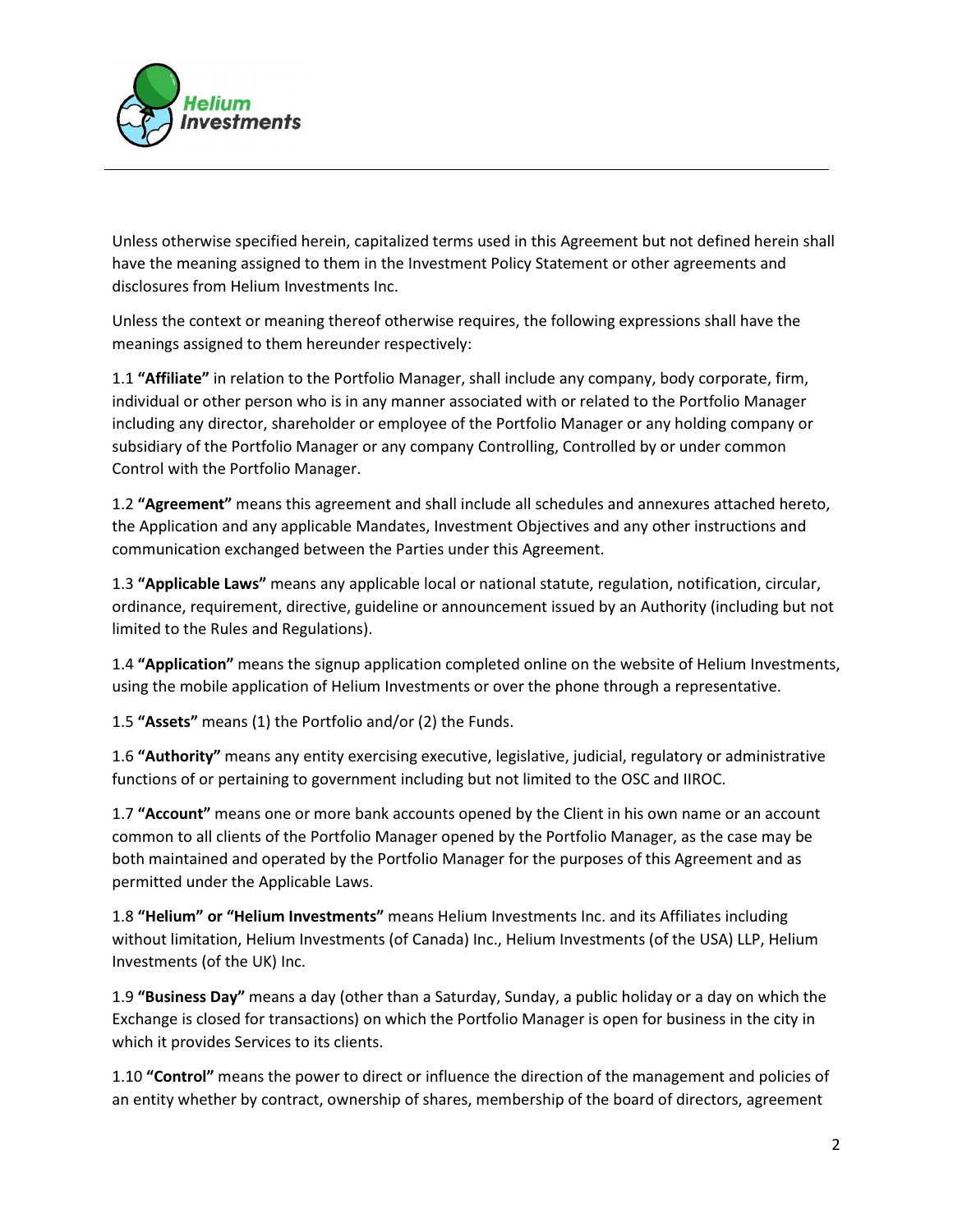Unless otherwise specified herein, capitalized terms used in this Agreement but not defined herein shall have the meaning assigned to them in the Investment Policy Statement or other agreements and disclosures from Helium Investments Inc.

Unless the context or meaning thereof otherwise requires, the following expressions shall have the meanings assigned to them hereunder respectively:

1.1 **"Affiliate"** in relation to the Portfolio Manager, shall include any company, body corporate, firm, individual or other person who is in any manner associated with or related to the Portfolio Manager including any director, shareholder or employee of the Portfolio Manager or any holding company or subsidiary of the Portfolio Manager or any company Controlling, Controlled by or under common Control with the Portfolio Manager.

1.2 **"Agreement"** means this agreement and shall include all schedules and annexures attached hereto, the Application and any applicable Mandates, Investment Objectives and any other instructions and communication exchanged between the Parties under this Agreement.

1.3 **"Applicable Laws"** means any applicable local or national statute, regulation, notification, circular, ordinance, requirement, directive, guideline or announcement issued by an Authority (including but not limited to the Rules and Regulations).

1.4 **"Application"** means the signup application completed online on the website of Helium Investments, using the mobile application of Helium Investments or over the phone through a representative.

1.5 **"Assets"** means (1) the Portfolio and/or (2) the Funds.

1.6 **"Authority"** means any entity exercising executive, legislative, judicial, regulatory or administrative functions of or pertaining to government including but not limited to the OSC and IIROC.

1.7 **"Account"** means one or more bank accounts opened by the Client in his own name or an account common to all clients of the Portfolio Manager opened by the Portfolio Manager, as the case may be both maintained and operated by the Portfolio Manager for the purposes of this Agreement and as permitted under the Applicable Laws.

1.8 **"Helium" or "Helium Investments"** means Helium Investments Inc. and its Affiliates including without limitation, Helium Investments (of Canada) Inc., Helium Investments (of the USA) LLP, Helium Investments (of the UK) Inc.

1.9 **"Business Day"** means a day (other than a Saturday, Sunday, a public holiday or a day on which the Exchange is closed for transactions) on which the Portfolio Manager is open for business in the city in which it provides Services to its clients.

1.10 **"Control"** means the power to direct or influence the direction of the management and policies of an entity whether by contract, ownership of shares, membership of the board of directors, agreement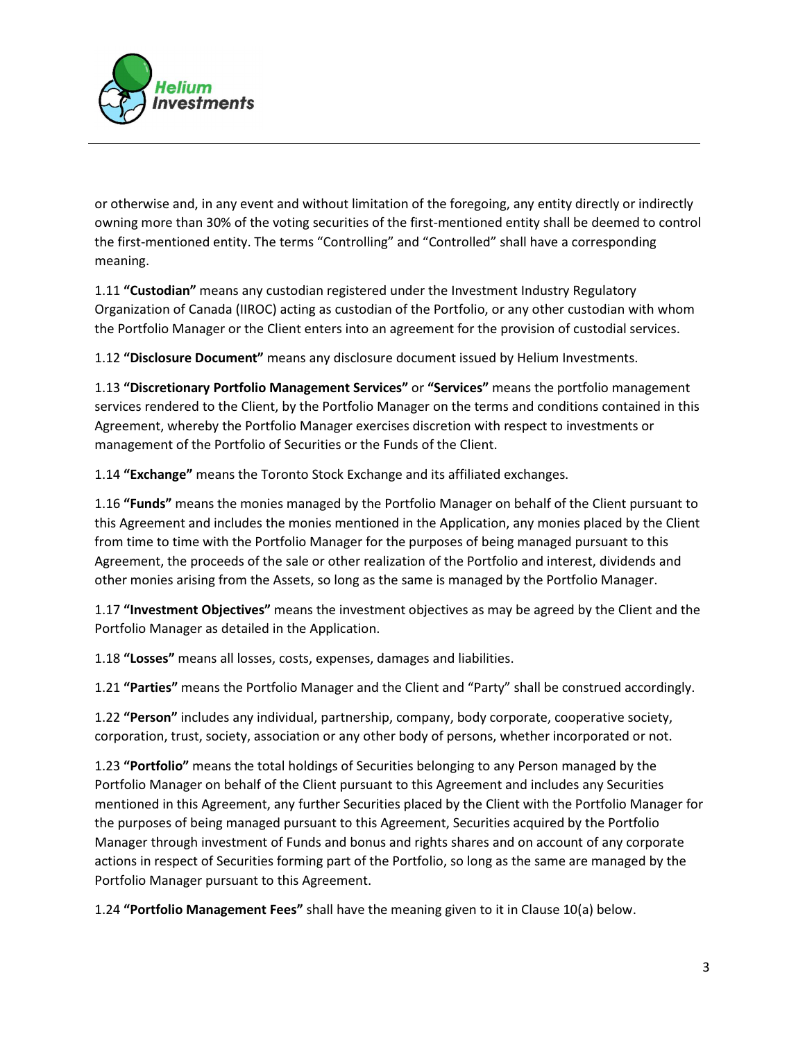or otherwise and, in any event and without limitation of the foregoing, any entity directly or indirectly owning more than 30% of the voting securities of the first-mentioned entity shall be deemed to control the first-mentioned entity. The terms "Controlling" and "Controlled" shall have a corresponding meaning.

1.11 **"Custodian"** means any custodian registered under the Investment Industry Regulatory Organization of Canada (IIROC) acting as custodian of the Portfolio, or any other custodian with whom the Portfolio Manager or the Client enters into an agreement for the provision of custodial services.

1.12 **"Disclosure Document"** means any disclosure document issued by Helium Investments.

1.13 **"Discretionary Portfolio Management Services"** or **"Services"** means the portfolio management services rendered to the Client, by the Portfolio Manager on the terms and conditions contained in this Agreement, whereby the Portfolio Manager exercises discretion with respect to investments or management of the Portfolio of Securities or the Funds of the Client.

1.14 **"Exchange"** means the Toronto Stock Exchange and its affiliated exchanges.

1.16 **"Funds"** means the monies managed by the Portfolio Manager on behalf of the Client pursuant to this Agreement and includes the monies mentioned in the Application, any monies placed by the Client from time to time with the Portfolio Manager for the purposes of being managed pursuant to this Agreement, the proceeds of the sale or other realization of the Portfolio and interest, dividends and other monies arising from the Assets, so long as the same is managed by the Portfolio Manager.

1.17 **"Investment Objectives"** means the investment objectives as may be agreed by the Client and the Portfolio Manager as detailed in the Application.

1.18 **"Losses"** means all losses, costs, expenses, damages and liabilities.

1.21 **"Parties"** means the Portfolio Manager and the Client and "Party" shall be construed accordingly.

1.22 **"Person"** includes any individual, partnership, company, body corporate, cooperative society, corporation, trust, society, association or any other body of persons, whether incorporated or not.

1.23 **"Portfolio"** means the total holdings of Securities belonging to any Person managed by the Portfolio Manager on behalf of the Client pursuant to this Agreement and includes any Securities mentioned in this Agreement, any further Securities placed by the Client with the Portfolio Manager for the purposes of being managed pursuant to this Agreement, Securities acquired by the Portfolio Manager through investment of Funds and bonus and rights shares and on account of any corporate actions in respect of Securities forming part of the Portfolio, so long as the same are managed by the Portfolio Manager pursuant to this Agreement.

1.24 **"Portfolio Management Fees"** shall have the meaning given to it in Clause 10(a) below.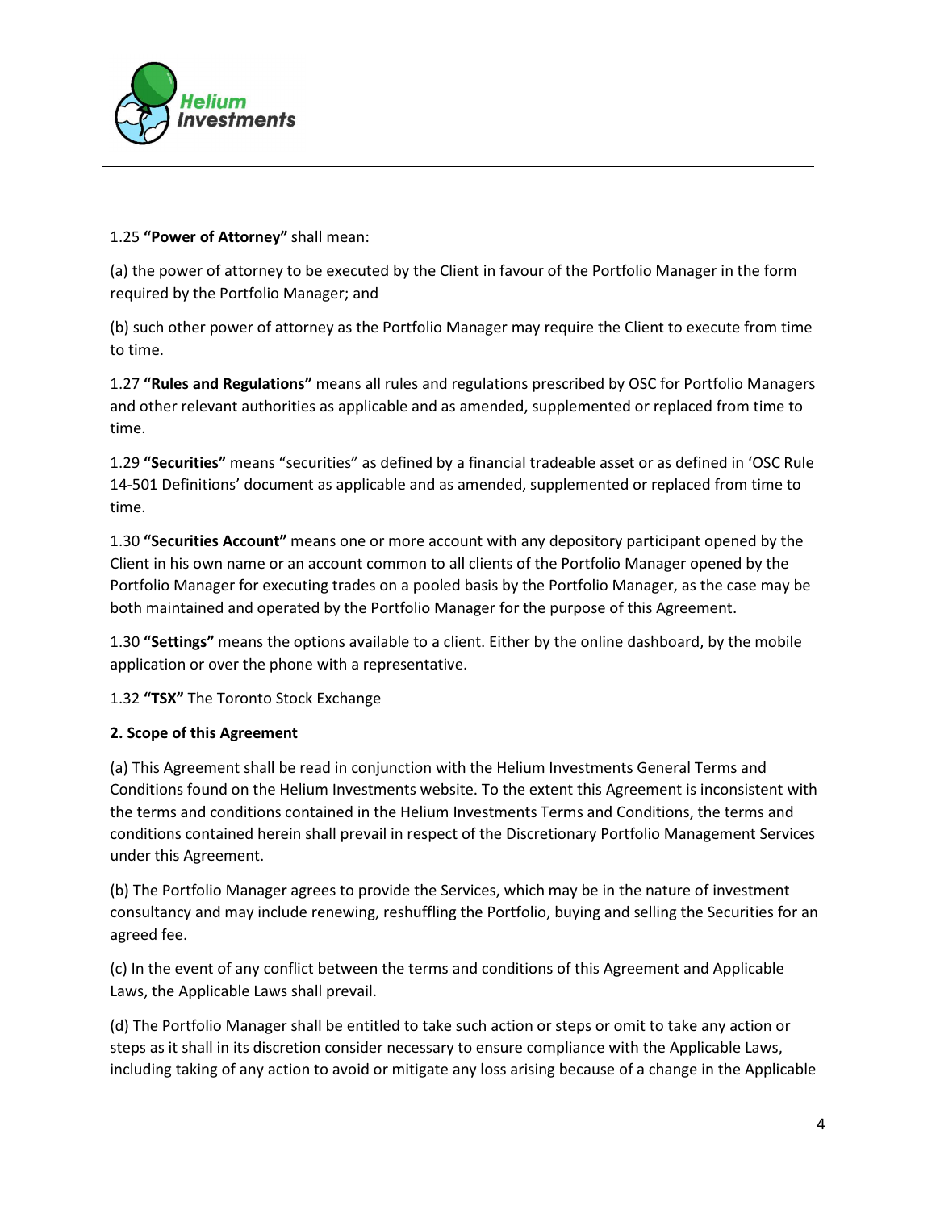1.25 **"Power of Attorney"** shall mean:

(a) the power of attorney to be executed by the Client in favour of the Portfolio Manager in the form required by the Portfolio Manager; and

(b) such other power of attorney as the Portfolio Manager may require the Client to execute from time to time.

1.27 **"Rules and Regulations"** means all rules and regulations prescribed by OSC for Portfolio Managers and other relevant authorities as applicable and as amended, supplemented or replaced from time to time.

1.29 **"Securities"** means "securities" as defined by a financial tradeable asset or as defined in 'OSC Rule 14-501 Definitions' document as applicable and as amended, supplemented or replaced from time to time.

1.30 **"Securities Account"** means one or more account with any depository participant opened by the Client in his own name or an account common to all clients of the Portfolio Manager opened by the Portfolio Manager for executing trades on a pooled basis by the Portfolio Manager, as the case may be both maintained and operated by the Portfolio Manager for the purpose of this Agreement.

1.30 **"Settings"** means the options available to a client. Either by the online dashboard, by the mobile application or over the phone with a representative.

1.32 **"TSX"** The Toronto Stock Exchange

**2. Scope of this Agreement**

(a) This Agreement shall be read in conjunction with the Helium Investments General Terms and Conditions found on the Helium Investments website. To the extent this Agreement is inconsistent with the terms and conditions contained in the Helium Investments Terms and Conditions, the terms and conditions contained herein shall prevail in respect of the Discretionary Portfolio Management Services under this Agreement.

(b) The Portfolio Manager agrees to provide the Services, which may be in the nature of investment consultancy and may include renewing, reshuffling the Portfolio, buying and selling the Securities for an agreed fee.

(c) In the event of any conflict between the terms and conditions of this Agreement and Applicable Laws, the Applicable Laws shall prevail.

(d) The Portfolio Manager shall be entitled to take such action or steps or omit to take any action or steps as it shall in its discretion consider necessary to ensure compliance with the Applicable Laws, including taking of any action to avoid or mitigate any loss arising because of a change in the Applicable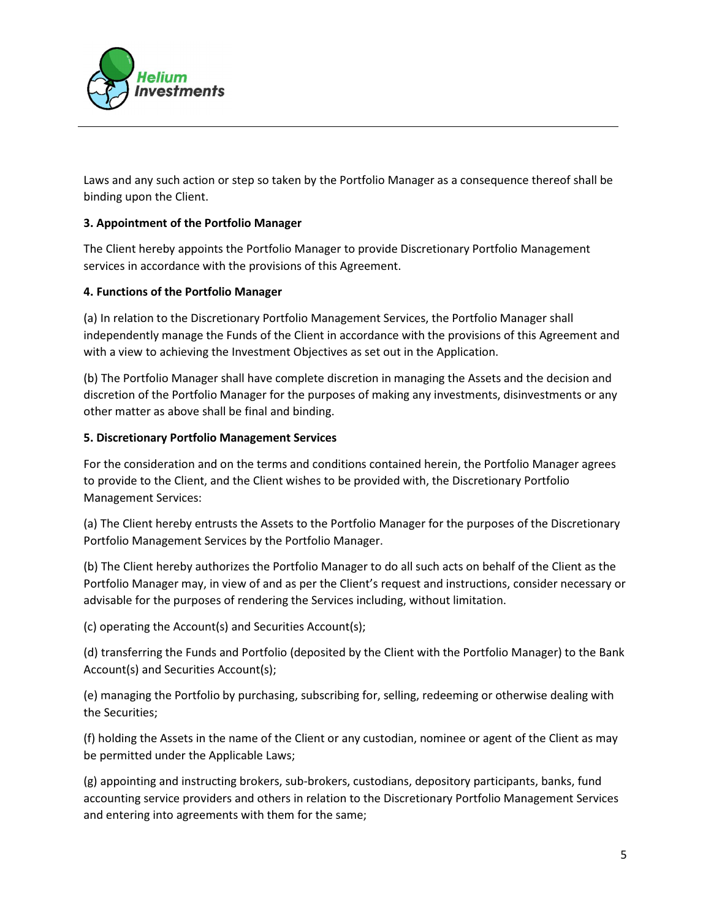Laws and any such action or step so taken by the Portfolio Manager as a consequence thereof shall be binding upon the Client.

**3. Appointment of the Portfolio Manager**

The Client hereby appoints the Portfolio Manager to provide Discretionary Portfolio Management services in accordance with the provisions of this Agreement.

**4. Functions of the Portfolio Manager**

(a) In relation to the Discretionary Portfolio Management Services, the Portfolio Manager shall independently manage the Funds of the Client in accordance with the provisions of this Agreement and with a view to achieving the Investment Objectives as set out in the Application.

(b) The Portfolio Manager shall have complete discretion in managing the Assets and the decision and discretion of the Portfolio Manager for the purposes of making any investments, disinvestments or any other matter as above shall be final and binding.

**5. Discretionary Portfolio Management Services**

For the consideration and on the terms and conditions contained herein, the Portfolio Manager agrees to provide to the Client, and the Client wishes to be provided with, the Discretionary Portfolio Management Services:

(a) The Client hereby entrusts the Assets to the Portfolio Manager for the purposes of the Discretionary Portfolio Management Services by the Portfolio Manager.

(b) The Client hereby authorizes the Portfolio Manager to do all such acts on behalf of the Client as the Portfolio Manager may, in view of and as per the Client's request and instructions, consider necessary or advisable for the purposes of rendering the Services including, without limitation.

(c) operating the Account(s) and Securities Account(s);

(d) transferring the Funds and Portfolio (deposited by the Client with the Portfolio Manager) to the Bank Account(s) and Securities Account(s);

(e) managing the Portfolio by purchasing, subscribing for, selling, redeeming or otherwise dealing with the Securities;

(f) holding the Assets in the name of the Client or any custodian, nominee or agent of the Client as may be permitted under the Applicable Laws;

(g) appointing and instructing brokers, sub-brokers, custodians, depository participants, banks, fund accounting service providers and others in relation to the Discretionary Portfolio Management Services and entering into agreements with them for the same;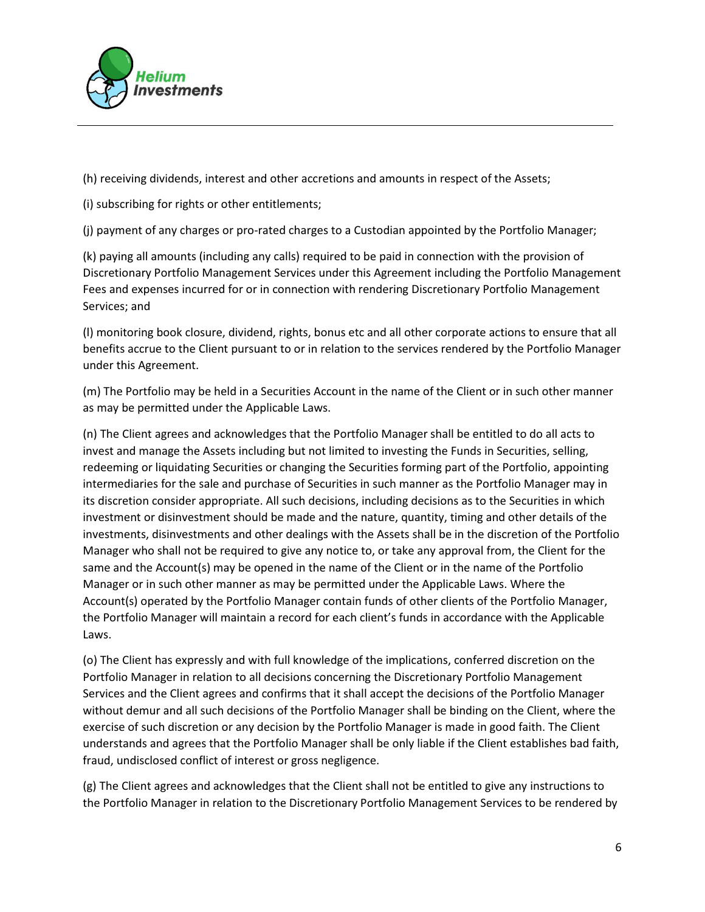(h) receiving dividends, interest and other accretions and amounts in respect of the Assets;

(i) subscribing for rights or other entitlements;

(j) payment of any charges or pro-rated charges to a Custodian appointed by the Portfolio Manager;

(k) paying all amounts (including any calls) required to be paid in connection with the provision of Discretionary Portfolio Management Services under this Agreement including the Portfolio Management Fees and expenses incurred for or in connection with rendering Discretionary Portfolio Management Services; and

(l) monitoring book closure, dividend, rights, bonus etc and all other corporate actions to ensure that all benefits accrue to the Client pursuant to or in relation to the services rendered by the Portfolio Manager under this Agreement.

(m) The Portfolio may be held in a Securities Account in the name of the Client or in such other manner as may be permitted under the Applicable Laws.

(n) The Client agrees and acknowledges that the Portfolio Manager shall be entitled to do all acts to invest and manage the Assets including but not limited to investing the Funds in Securities, selling, redeeming or liquidating Securities or changing the Securities forming part of the Portfolio, appointing intermediaries for the sale and purchase of Securities in such manner as the Portfolio Manager may in its discretion consider appropriate. All such decisions, including decisions as to the Securities in which investment or disinvestment should be made and the nature, quantity, timing and other details of the investments, disinvestments and other dealings with the Assets shall be in the discretion of the Portfolio Manager who shall not be required to give any notice to, or take any approval from, the Client for the same and the Account(s) may be opened in the name of the Client or in the name of the Portfolio Manager or in such other manner as may be permitted under the Applicable Laws. Where the Account(s) operated by the Portfolio Manager contain funds of other clients of the Portfolio Manager, the Portfolio Manager will maintain a record for each client's funds in accordance with the Applicable Laws.

(o) The Client has expressly and with full knowledge of the implications, conferred discretion on the Portfolio Manager in relation to all decisions concerning the Discretionary Portfolio Management Services and the Client agrees and confirms that it shall accept the decisions of the Portfolio Manager without demur and all such decisions of the Portfolio Manager shall be binding on the Client, where the exercise of such discretion or any decision by the Portfolio Manager is made in good faith. The Client understands and agrees that the Portfolio Manager shall be only liable if the Client establishes bad faith, fraud, undisclosed conflict of interest or gross negligence.

(g) The Client agrees and acknowledges that the Client shall not be entitled to give any instructions to the Portfolio Manager in relation to the Discretionary Portfolio Management Services to be rendered by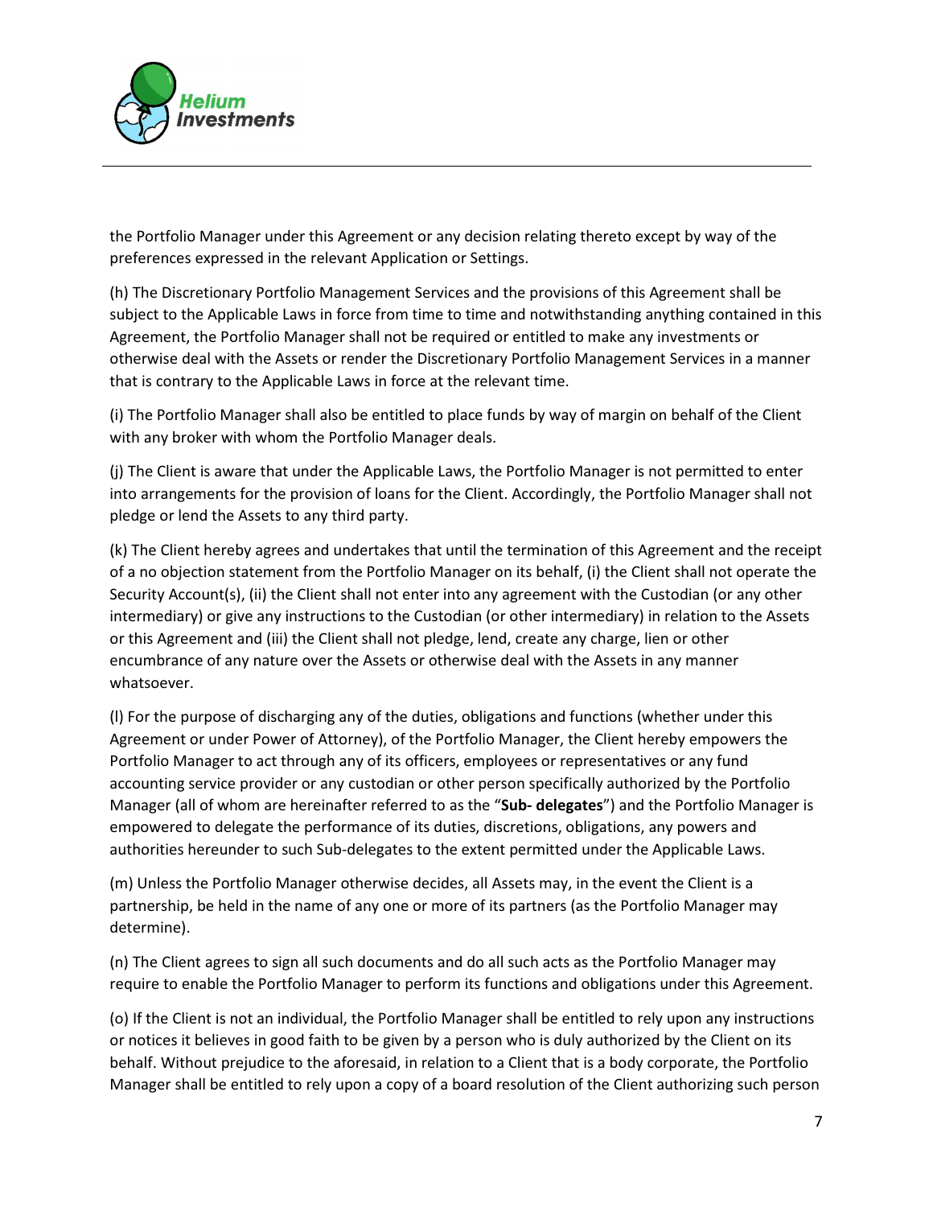the Portfolio Manager under this Agreement or any decision relating thereto except by way of the preferences expressed in the relevant Application or Settings.

(h) The Discretionary Portfolio Management Services and the provisions of this Agreement shall be subject to the Applicable Laws in force from time to time and notwithstanding anything contained in this Agreement, the Portfolio Manager shall not be required or entitled to make any investments or otherwise deal with the Assets or render the Discretionary Portfolio Management Services in a manner that is contrary to the Applicable Laws in force at the relevant time.

(i) The Portfolio Manager shall also be entitled to place funds by way of margin on behalf of the Client with any broker with whom the Portfolio Manager deals.

(j) The Client is aware that under the Applicable Laws, the Portfolio Manager is not permitted to enter into arrangements for the provision of loans for the Client. Accordingly, the Portfolio Manager shall not pledge or lend the Assets to any third party.

(k) The Client hereby agrees and undertakes that until the termination of this Agreement and the receipt of a no objection statement from the Portfolio Manager on its behalf, (i) the Client shall not operate the Security Account(s), (ii) the Client shall not enter into any agreement with the Custodian (or any other intermediary) or give any instructions to the Custodian (or other intermediary) in relation to the Assets or this Agreement and (iii) the Client shall not pledge, lend, create any charge, lien or other encumbrance of any nature over the Assets or otherwise deal with the Assets in any manner whatsoever.

(l) For the purpose of discharging any of the duties, obligations and functions (whether under this Agreement or under Power of Attorney), of the Portfolio Manager, the Client hereby empowers the Portfolio Manager to act through any of its officers, employees or representatives or any fund accounting service provider or any custodian or other person specifically authorized by the Portfolio Manager (all of whom are hereinafter referred to as the "**Sub- delegates**") and the Portfolio Manager is empowered to delegate the performance of its duties, discretions, obligations, any powers and authorities hereunder to such Sub-delegates to the extent permitted under the Applicable Laws.

(m) Unless the Portfolio Manager otherwise decides, all Assets may, in the event the Client is a partnership, be held in the name of any one or more of its partners (as the Portfolio Manager may determine).

(n) The Client agrees to sign all such documents and do all such acts as the Portfolio Manager may require to enable the Portfolio Manager to perform its functions and obligations under this Agreement.

(o) If the Client is not an individual, the Portfolio Manager shall be entitled to rely upon any instructions or notices it believes in good faith to be given by a person who is duly authorized by the Client on its behalf. Without prejudice to the aforesaid, in relation to a Client that is a body corporate, the Portfolio Manager shall be entitled to rely upon a copy of a board resolution of the Client authorizing such person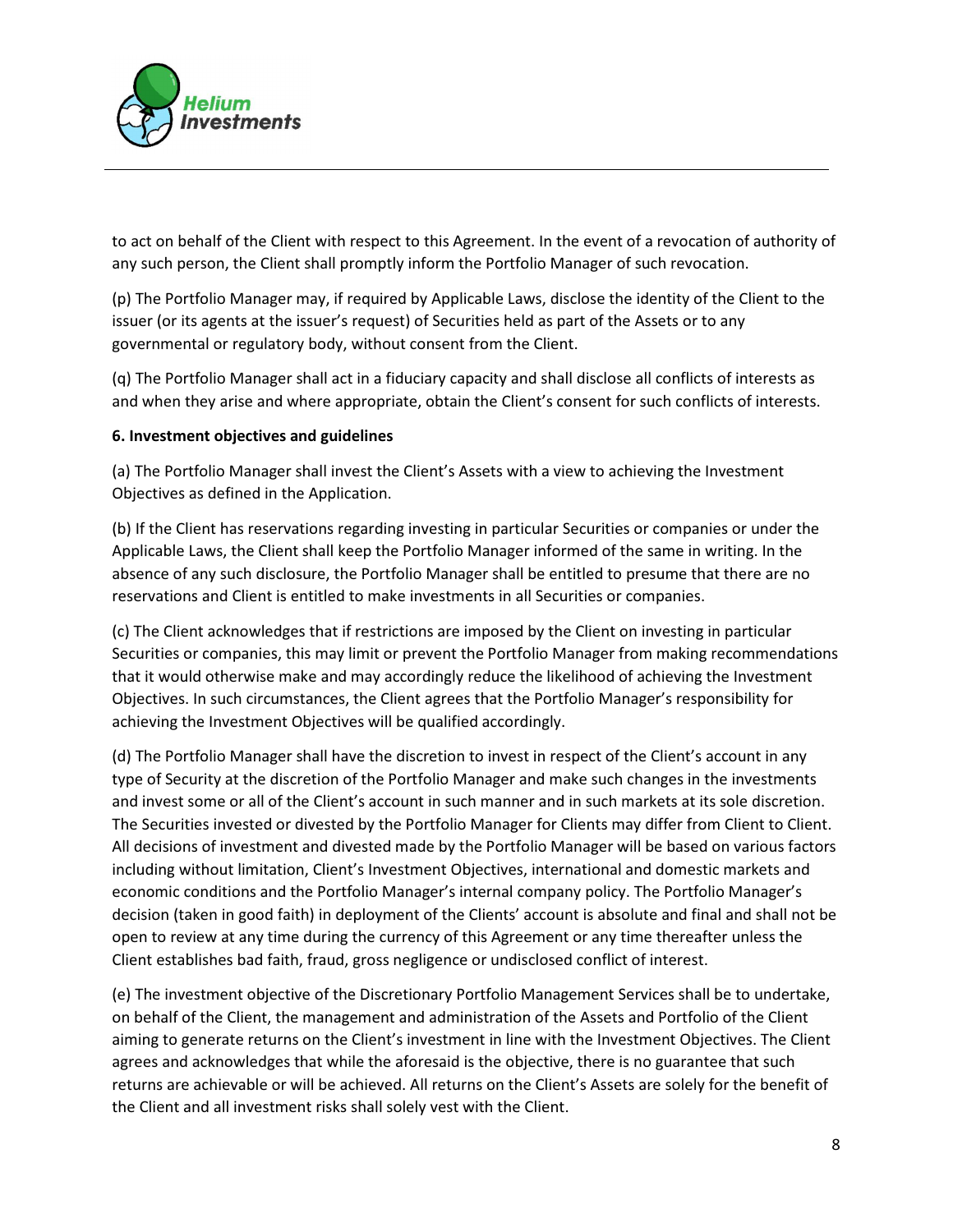to act on behalf of the Client with respect to this Agreement. In the event of a revocation of authority of any such person, the Client shall promptly inform the Portfolio Manager of such revocation.

(p) The Portfolio Manager may, if required by Applicable Laws, disclose the identity of the Client to the issuer (or its agents at the issuer's request) of Securities held as part of the Assets or to any governmental or regulatory body, without consent from the Client.

(q) The Portfolio Manager shall act in a fiduciary capacity and shall disclose all conflicts of interests as and when they arise and where appropriate, obtain the Client's consent for such conflicts of interests.

**6. Investment objectives and guidelines**

(a) The Portfolio Manager shall invest the Client's Assets with a view to achieving the Investment Objectives as defined in the Application.

(b) If the Client has reservations regarding investing in particular Securities or companies or under the Applicable Laws, the Client shall keep the Portfolio Manager informed of the same in writing. In the absence of any such disclosure, the Portfolio Manager shall be entitled to presume that there are no reservations and Client is entitled to make investments in all Securities or companies.

(c) The Client acknowledges that if restrictions are imposed by the Client on investing in particular Securities or companies, this may limit or prevent the Portfolio Manager from making recommendations that it would otherwise make and may accordingly reduce the likelihood of achieving the Investment Objectives. In such circumstances, the Client agrees that the Portfolio Manager's responsibility for achieving the Investment Objectives will be qualified accordingly.

(d) The Portfolio Manager shall have the discretion to invest in respect of the Client's account in any type of Security at the discretion of the Portfolio Manager and make such changes in the investments and invest some or all of the Client's account in such manner and in such markets at its sole discretion. The Securities invested or divested by the Portfolio Manager for Clients may differ from Client to Client. All decisions of investment and divested made by the Portfolio Manager will be based on various factors including without limitation, Client's Investment Objectives, international and domestic markets and economic conditions and the Portfolio Manager's internal company policy. The Portfolio Manager's decision (taken in good faith) in deployment of the Clients' account is absolute and final and shall not be open to review at any time during the currency of this Agreement or any time thereafter unless the Client establishes bad faith, fraud, gross negligence or undisclosed conflict of interest.

(e) The investment objective of the Discretionary Portfolio Management Services shall be to undertake, on behalf of the Client, the management and administration of the Assets and Portfolio of the Client aiming to generate returns on the Client's investment in line with the Investment Objectives. The Client agrees and acknowledges that while the aforesaid is the objective, there is no guarantee that such returns are achievable or will be achieved. All returns on the Client's Assets are solely for the benefit of the Client and all investment risks shall solely vest with the Client.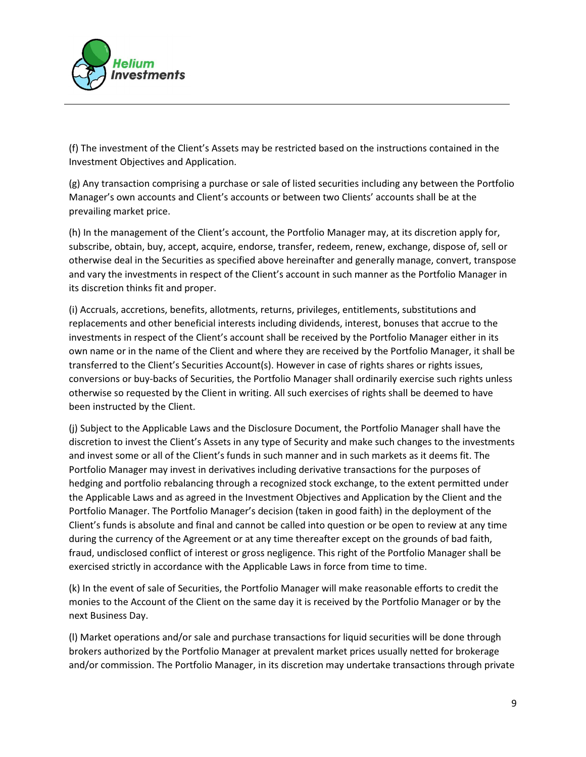(f) The investment of the Client's Assets may be restricted based on the instructions contained in the Investment Objectives and Application.

(g) Any transaction comprising a purchase or sale of listed securities including any between the Portfolio Manager's own accounts and Client's accounts or between two Clients' accounts shall be at the prevailing market price.

(h) In the management of the Client's account, the Portfolio Manager may, at its discretion apply for, subscribe, obtain, buy, accept, acquire, endorse, transfer, redeem, renew, exchange, dispose of, sell or otherwise deal in the Securities as specified above hereinafter and generally manage, convert, transpose and vary the investments in respect of the Client's account in such manner as the Portfolio Manager in its discretion thinks fit and proper.

(i) Accruals, accretions, benefits, allotments, returns, privileges, entitlements, substitutions and replacements and other beneficial interests including dividends, interest, bonuses that accrue to the investments in respect of the Client's account shall be received by the Portfolio Manager either in its own name or in the name of the Client and where they are received by the Portfolio Manager, it shall be transferred to the Client's Securities Account(s). However in case of rights shares or rights issues, conversions or buy-backs of Securities, the Portfolio Manager shall ordinarily exercise such rights unless otherwise so requested by the Client in writing. All such exercises of rights shall be deemed to have been instructed by the Client.

(j) Subject to the Applicable Laws and the Disclosure Document, the Portfolio Manager shall have the discretion to invest the Client's Assets in any type of Security and make such changes to the investments and invest some or all of the Client's funds in such manner and in such markets as it deems fit. The Portfolio Manager may invest in derivatives including derivative transactions for the purposes of hedging and portfolio rebalancing through a recognized stock exchange, to the extent permitted under the Applicable Laws and as agreed in the Investment Objectives and Application by the Client and the Portfolio Manager. The Portfolio Manager's decision (taken in good faith) in the deployment of the Client's funds is absolute and final and cannot be called into question or be open to review at any time during the currency of the Agreement or at any time thereafter except on the grounds of bad faith, fraud, undisclosed conflict of interest or gross negligence. This right of the Portfolio Manager shall be exercised strictly in accordance with the Applicable Laws in force from time to time.

(k) In the event of sale of Securities, the Portfolio Manager will make reasonable efforts to credit the monies to the Account of the Client on the same day it is received by the Portfolio Manager or by the next Business Day.

(l) Market operations and/or sale and purchase transactions for liquid securities will be done through brokers authorized by the Portfolio Manager at prevalent market prices usually netted for brokerage and/or commission. The Portfolio Manager, in its discretion may undertake transactions through private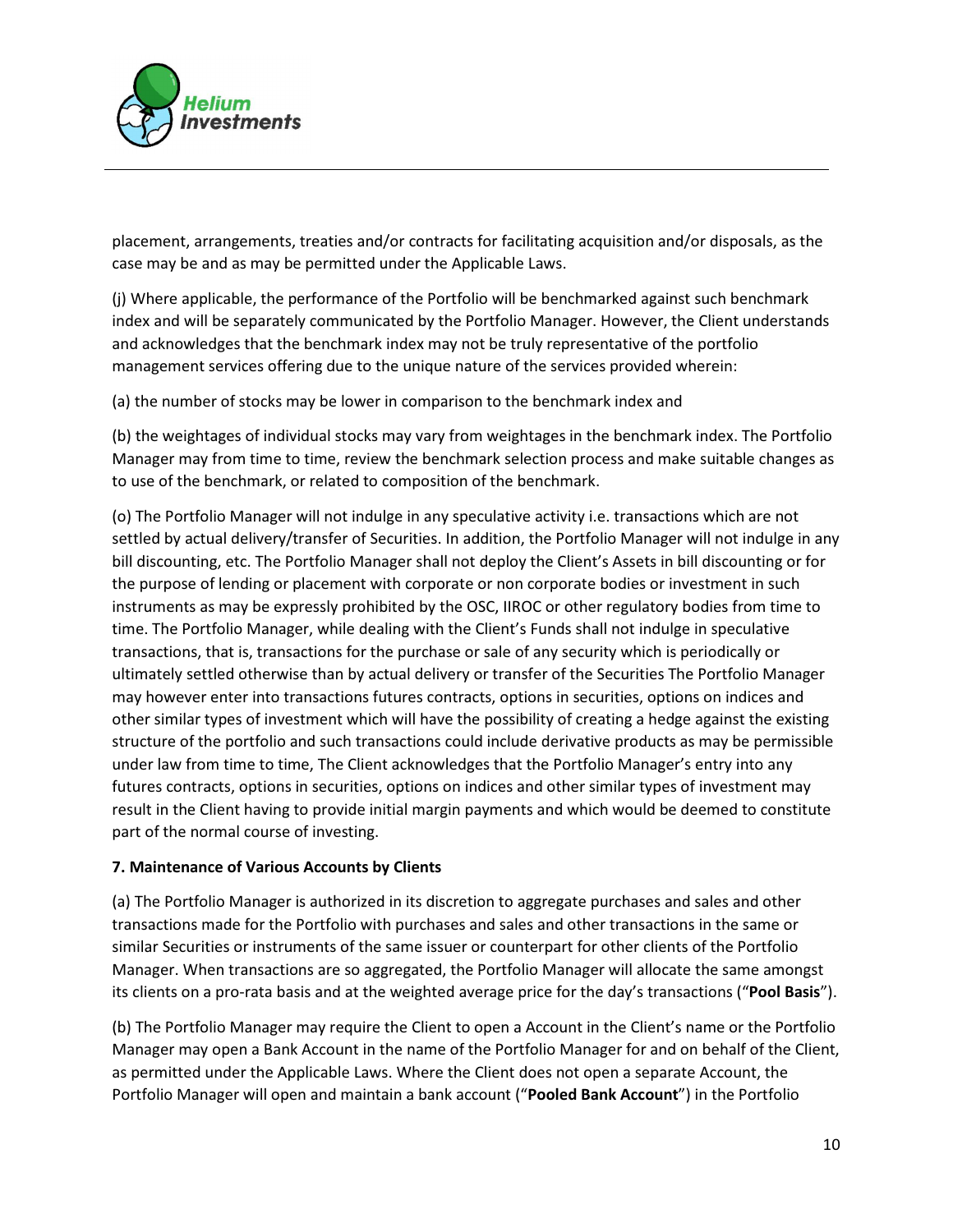placement, arrangements, treaties and/or contracts for facilitating acquisition and/or disposals, as the case may be and as may be permitted under the Applicable Laws.

(j) Where applicable, the performance of the Portfolio will be benchmarked against such benchmark index and will be separately communicated by the Portfolio Manager. However, the Client understands and acknowledges that the benchmark index may not be truly representative of the portfolio management services offering due to the unique nature of the services provided wherein:

(a) the number of stocks may be lower in comparison to the benchmark index and

(b) the weightages of individual stocks may vary from weightages in the benchmark index. The Portfolio Manager may from time to time, review the benchmark selection process and make suitable changes as to use of the benchmark, or related to composition of the benchmark.

(o) The Portfolio Manager will not indulge in any speculative activity i.e. transactions which are not settled by actual delivery/transfer of Securities. In addition, the Portfolio Manager will not indulge in any bill discounting, etc. The Portfolio Manager shall not deploy the Client's Assets in bill discounting or for the purpose of lending or placement with corporate or non corporate bodies or investment in such instruments as may be expressly prohibited by the OSC, IIROC or other regulatory bodies from time to time. The Portfolio Manager, while dealing with the Client's Funds shall not indulge in speculative transactions, that is, transactions for the purchase or sale of any security which is periodically or ultimately settled otherwise than by actual delivery or transfer of the Securities The Portfolio Manager may however enter into transactions futures contracts, options in securities, options on indices and other similar types of investment which will have the possibility of creating a hedge against the existing structure of the portfolio and such transactions could include derivative products as may be permissible under law from time to time, The Client acknowledges that the Portfolio Manager's entry into any futures contracts, options in securities, options on indices and other similar types of investment may result in the Client having to provide initial margin payments and which would be deemed to constitute part of the normal course of investing.

**7. Maintenance of Various Accounts by Clients**

(a) The Portfolio Manager is authorized in its discretion to aggregate purchases and sales and other transactions made for the Portfolio with purchases and sales and other transactions in the same or similar Securities or instruments of the same issuer or counterpart for other clients of the Portfolio Manager. When transactions are so aggregated, the Portfolio Manager will allocate the same amongst its clients on a pro-rata basis and at the weighted average price for the day's transactions ("**Pool Basis**").

(b) The Portfolio Manager may require the Client to open a Account in the Client's name or the Portfolio Manager may open a Bank Account in the name of the Portfolio Manager for and on behalf of the Client, as permitted under the Applicable Laws. Where the Client does not open a separate Account, the Portfolio Manager will open and maintain a bank account ("**Pooled Bank Account**") in the Portfolio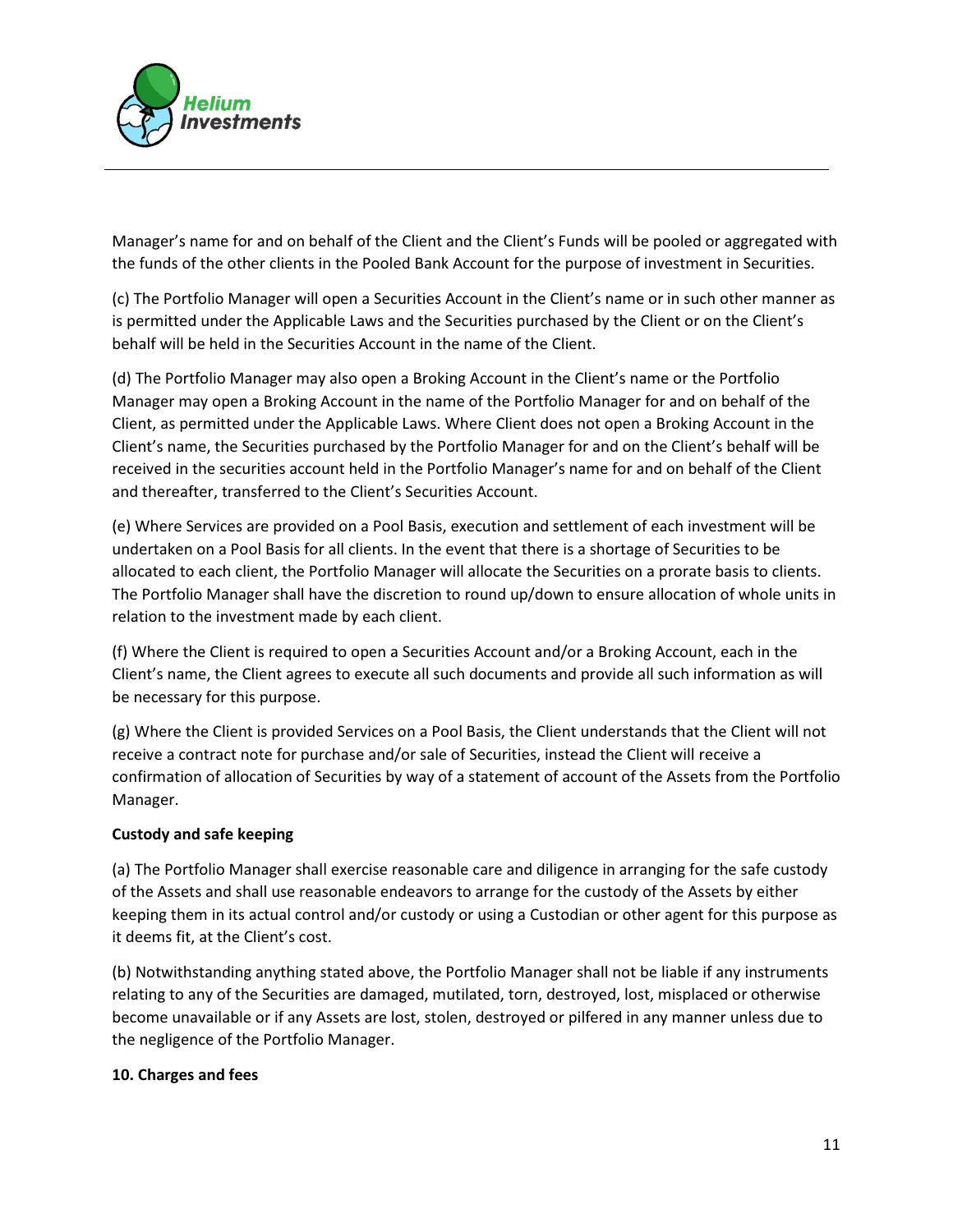Manager's name for and on behalf of the Client and the Client's Funds will be pooled or aggregated with the funds of the other clients in the Pooled Bank Account for the purpose of investment in Securities.

(c) The Portfolio Manager will open a Securities Account in the Client's name or in such other manner as is permitted under the Applicable Laws and the Securities purchased by the Client or on the Client's behalf will be held in the Securities Account in the name of the Client.

(d) The Portfolio Manager may also open a Broking Account in the Client's name or the Portfolio Manager may open a Broking Account in the name of the Portfolio Manager for and on behalf of the Client, as permitted under the Applicable Laws. Where Client does not open a Broking Account in the Client's name, the Securities purchased by the Portfolio Manager for and on the Client's behalf will be received in the securities account held in the Portfolio Manager's name for and on behalf of the Client and thereafter, transferred to the Client's Securities Account.

(e) Where Services are provided on a Pool Basis, execution and settlement of each investment will be undertaken on a Pool Basis for all clients. In the event that there is a shortage of Securities to be allocated to each client, the Portfolio Manager will allocate the Securities on a prorate basis to clients. The Portfolio Manager shall have the discretion to round up/down to ensure allocation of whole units in relation to the investment made by each client.

(f) Where the Client is required to open a Securities Account and/or a Broking Account, each in the Client's name, the Client agrees to execute all such documents and provide all such information as will be necessary for this purpose.

(g) Where the Client is provided Services on a Pool Basis, the Client understands that the Client will not receive a contract note for purchase and/or sale of Securities, instead the Client will receive a confirmation of allocation of Securities by way of a statement of account of the Assets from the Portfolio Manager.

**Custody and safe keeping**

(a) The Portfolio Manager shall exercise reasonable care and diligence in arranging for the safe custody of the Assets and shall use reasonable endeavors to arrange for the custody of the Assets by either keeping them in its actual control and/or custody or using a Custodian or other agent for this purpose as it deems fit, at the Client's cost.

(b) Notwithstanding anything stated above, the Portfolio Manager shall not be liable if any instruments relating to any of the Securities are damaged, mutilated, torn, destroyed, lost, misplaced or otherwise become unavailable or if any Assets are lost, stolen, destroyed or pilfered in any manner unless due to the negligence of the Portfolio Manager.

**10. Charges and fees**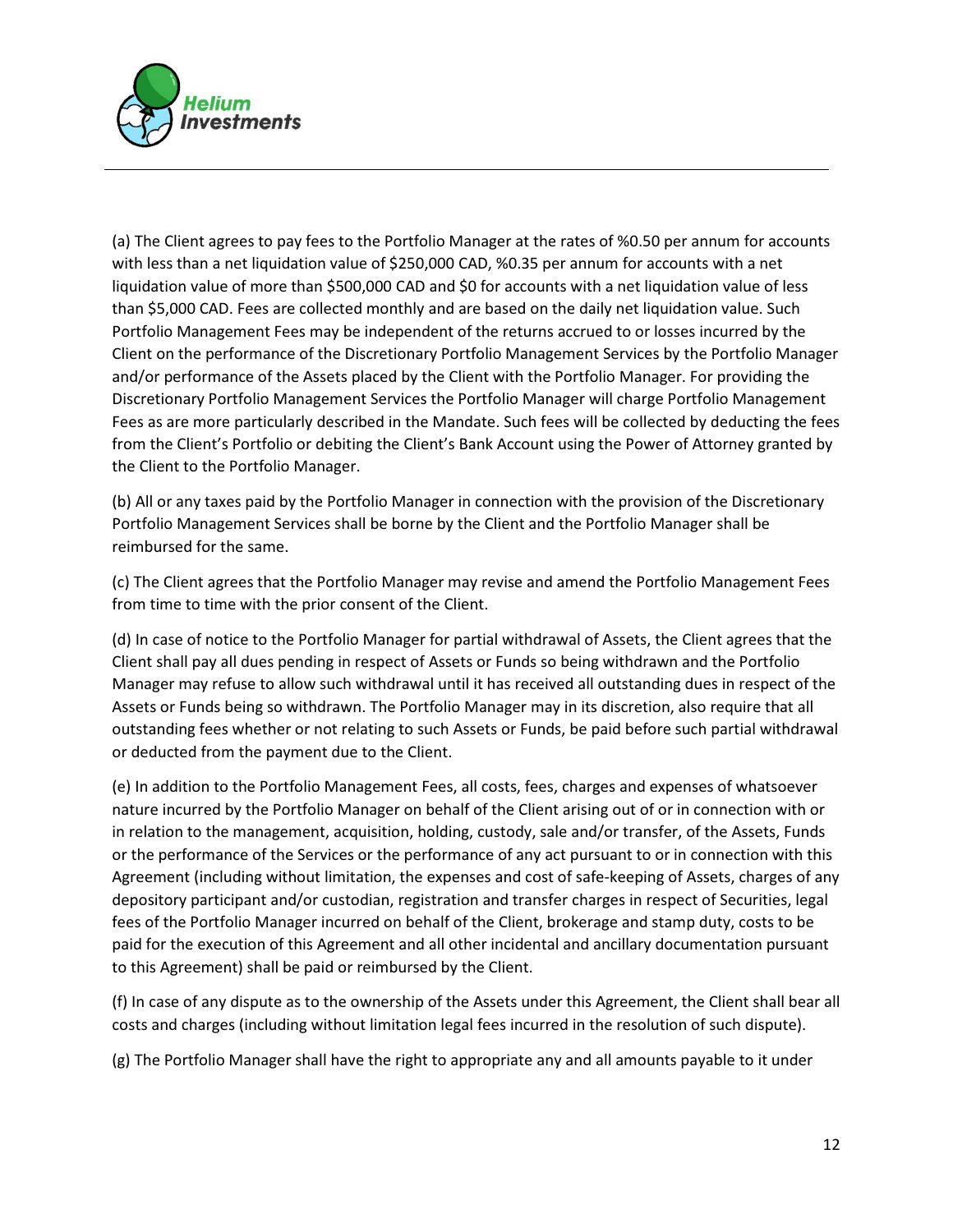(a) The Client agrees to pay fees to the Portfolio Manager at the rates of %0.50 per annum for accounts with less than a net liquidation value of $250,000 CAD, %0.35 per annum for accounts with a net liquidation value of more than $500,000 CAD and $0 for accounts with a net liquidation value of less than $5,000 CAD. Fees are collected monthly and are based on the daily net liquidation value. Such Portfolio Management Fees may be independent of the returns accrued to or losses incurred by the Client on the performance of the Discretionary Portfolio Management Services by the Portfolio Manager and/or performance of the Assets placed by the Client with the Portfolio Manager. For providing the Discretionary Portfolio Management Services the Portfolio Manager will charge Portfolio Management Fees as are more particularly described in the Mandate. Such fees will be collected by deducting the fees from the Client's Portfolio or debiting the Client's Bank Account using the Power of Attorney granted by the Client to the Portfolio Manager.

(b) All or any taxes paid by the Portfolio Manager in connection with the provision of the Discretionary Portfolio Management Services shall be borne by the Client and the Portfolio Manager shall be reimbursed for the same.

(c) The Client agrees that the Portfolio Manager may revise and amend the Portfolio Management Fees from time to time with the prior consent of the Client.

(d) In case of notice to the Portfolio Manager for partial withdrawal of Assets, the Client agrees that the Client shall pay all dues pending in respect of Assets or Funds so being withdrawn and the Portfolio Manager may refuse to allow such withdrawal until it has received all outstanding dues in respect of the Assets or Funds being so withdrawn. The Portfolio Manager may in its discretion, also require that all outstanding fees whether or not relating to such Assets or Funds, be paid before such partial withdrawal or deducted from the payment due to the Client.

(e) In addition to the Portfolio Management Fees, all costs, fees, charges and expenses of whatsoever nature incurred by the Portfolio Manager on behalf of the Client arising out of or in connection with or in relation to the management, acquisition, holding, custody, sale and/or transfer, of the Assets, Funds or the performance of the Services or the performance of any act pursuant to or in connection with this Agreement (including without limitation, the expenses and cost of safe-keeping of Assets, charges of any depository participant and/or custodian, registration and transfer charges in respect of Securities, legal fees of the Portfolio Manager incurred on behalf of the Client, brokerage and stamp duty, costs to be paid for the execution of this Agreement and all other incidental and ancillary documentation pursuant to this Agreement) shall be paid or reimbursed by the Client.

(f) In case of any dispute as to the ownership of the Assets under this Agreement, the Client shall bear all costs and charges (including without limitation legal fees incurred in the resolution of such dispute).

(g) The Portfolio Manager shall have the right to appropriate any and all amounts payable to it under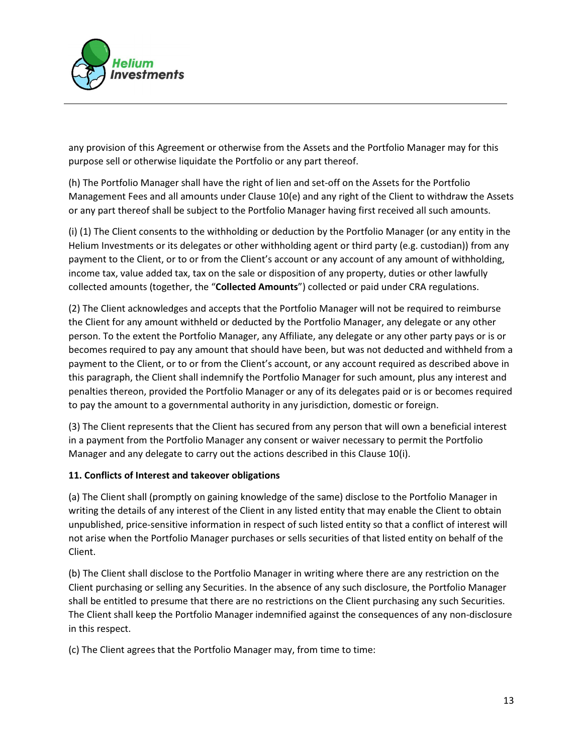any provision of this Agreement or otherwise from the Assets and the Portfolio Manager may for this purpose sell or otherwise liquidate the Portfolio or any part thereof.

(h) The Portfolio Manager shall have the right of lien and set-off on the Assets for the Portfolio Management Fees and all amounts under Clause 10(e) and any right of the Client to withdraw the Assets or any part thereof shall be subject to the Portfolio Manager having first received all such amounts.

(i) (1) The Client consents to the withholding or deduction by the Portfolio Manager (or any entity in the Helium Investments or its delegates or other withholding agent or third party (e.g. custodian)) from any payment to the Client, or to or from the Client's account or any account of any amount of withholding, income tax, value added tax, tax on the sale or disposition of any property, duties or other lawfully collected amounts (together, the "**Collected Amounts**") collected or paid under CRA regulations.

(2) The Client acknowledges and accepts that the Portfolio Manager will not be required to reimburse the Client for any amount withheld or deducted by the Portfolio Manager, any delegate or any other person. To the extent the Portfolio Manager, any Affiliate, any delegate or any other party pays or is or becomes required to pay any amount that should have been, but was not deducted and withheld from a payment to the Client, or to or from the Client's account, or any account required as described above in this paragraph, the Client shall indemnify the Portfolio Manager for such amount, plus any interest and penalties thereon, provided the Portfolio Manager or any of its delegates paid or is or becomes required to pay the amount to a governmental authority in any jurisdiction, domestic or foreign.

(3) The Client represents that the Client has secured from any person that will own a beneficial interest in a payment from the Portfolio Manager any consent or waiver necessary to permit the Portfolio Manager and any delegate to carry out the actions described in this Clause 10(i).

**11. Conflicts of Interest and takeover obligations**

(a) The Client shall (promptly on gaining knowledge of the same) disclose to the Portfolio Manager in writing the details of any interest of the Client in any listed entity that may enable the Client to obtain unpublished, price-sensitive information in respect of such listed entity so that a conflict of interest will not arise when the Portfolio Manager purchases or sells securities of that listed entity on behalf of the Client.

(b) The Client shall disclose to the Portfolio Manager in writing where there are any restriction on the Client purchasing or selling any Securities. In the absence of any such disclosure, the Portfolio Manager shall be entitled to presume that there are no restrictions on the Client purchasing any such Securities. The Client shall keep the Portfolio Manager indemnified against the consequences of any non-disclosure in this respect.

(c) The Client agrees that the Portfolio Manager may, from time to time: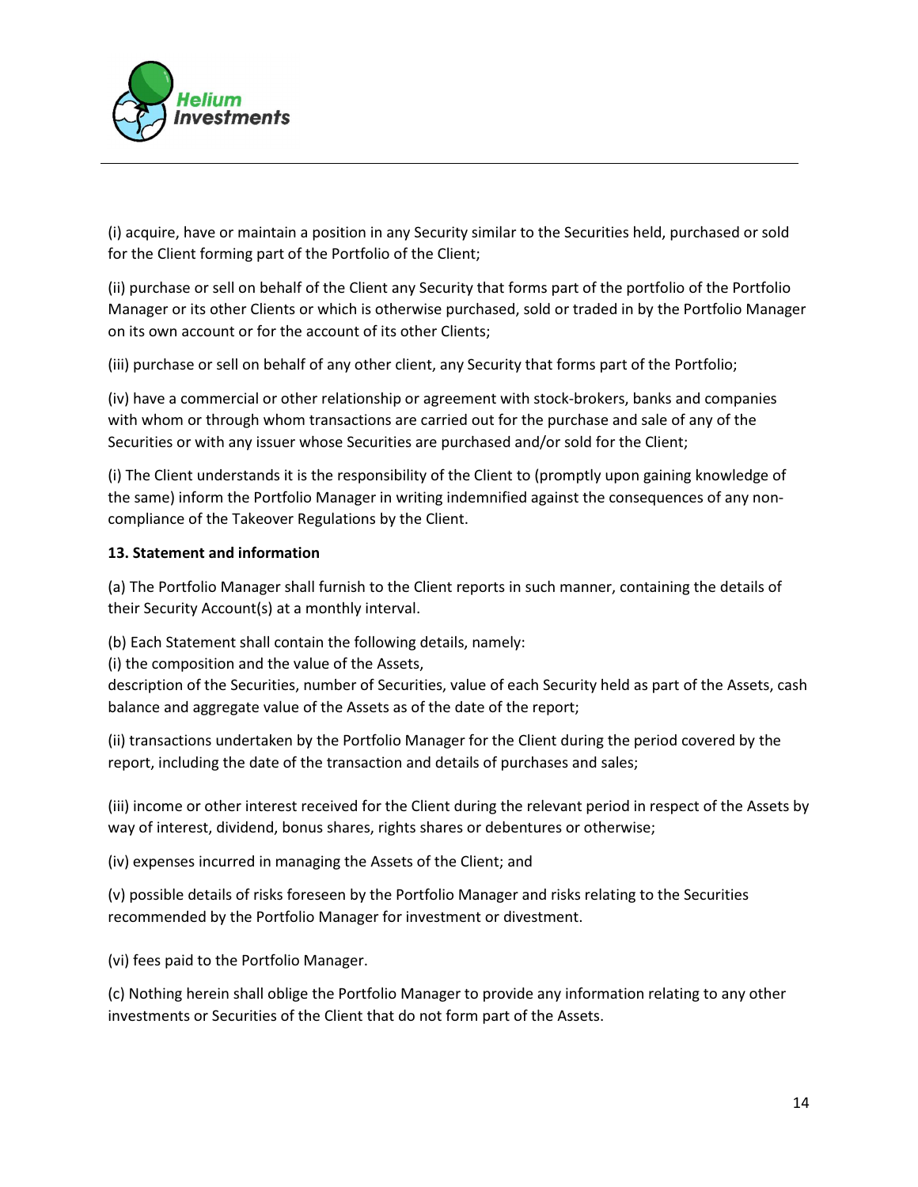(i) acquire, have or maintain a position in any Security similar to the Securities held, purchased or sold for the Client forming part of the Portfolio of the Client;

(ii) purchase or sell on behalf of the Client any Security that forms part of the portfolio of the Portfolio Manager or its other Clients or which is otherwise purchased, sold or traded in by the Portfolio Manager on its own account or for the account of its other Clients;

(iii) purchase or sell on behalf of any other client, any Security that forms part of the Portfolio;

(iv) have a commercial or other relationship or agreement with stock-brokers, banks and companies with whom or through whom transactions are carried out for the purchase and sale of any of the Securities or with any issuer whose Securities are purchased and/or sold for the Client;

(i) The Client understands it is the responsibility of the Client to (promptly upon gaining knowledge of the same) inform the Portfolio Manager in writing indemnified against the consequences of any non-compliance of the Takeover Regulations by the Client.

**13. Statement and information**

(a) The Portfolio Manager shall furnish to the Client reports in such manner, containing the details of their Security Account(s) at a monthly interval.

(b) Each Statement shall contain the following details, namely:
(i) the composition and the value of the Assets,
description of the Securities, number of Securities, value of each Security held as part of the Assets, cash balance and aggregate value of the Assets as of the date of the report;

(ii) transactions undertaken by the Portfolio Manager for the Client during the period covered by the report, including the date of the transaction and details of purchases and sales;

(iii) income or other interest received for the Client during the relevant period in respect of the Assets by way of interest, dividend, bonus shares, rights shares or debentures or otherwise;

(iv) expenses incurred in managing the Assets of the Client; and

(v) possible details of risks foreseen by the Portfolio Manager and risks relating to the Securities recommended by the Portfolio Manager for investment or divestment.

(vi) fees paid to the Portfolio Manager.

(c) Nothing herein shall oblige the Portfolio Manager to provide any information relating to any other investments or Securities of the Client that do not form part of the Assets.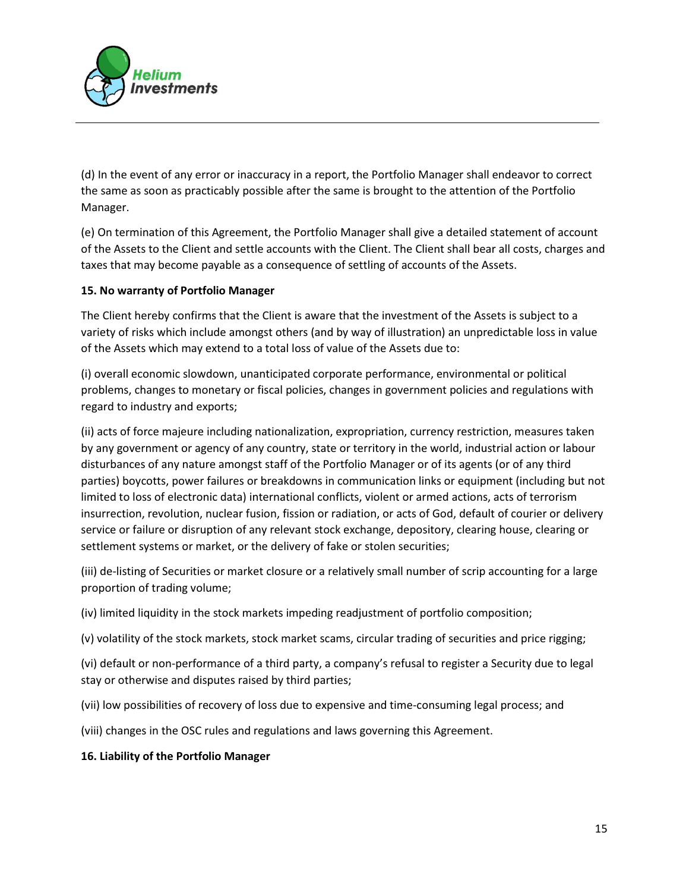(d) In the event of any error or inaccuracy in a report, the Portfolio Manager shall endeavor to correct the same as soon as practicably possible after the same is brought to the attention of the Portfolio Manager.

(e) On termination of this Agreement, the Portfolio Manager shall give a detailed statement of account of the Assets to the Client and settle accounts with the Client. The Client shall bear all costs, charges and taxes that may become payable as a consequence of settling of accounts of the Assets.

**15. No warranty of Portfolio Manager**

The Client hereby confirms that the Client is aware that the investment of the Assets is subject to a variety of risks which include amongst others (and by way of illustration) an unpredictable loss in value of the Assets which may extend to a total loss of value of the Assets due to:

(i) overall economic slowdown, unanticipated corporate performance, environmental or political problems, changes to monetary or fiscal policies, changes in government policies and regulations with regard to industry and exports;

(ii) acts of force majeure including nationalization, expropriation, currency restriction, measures taken by any government or agency of any country, state or territory in the world, industrial action or labour disturbances of any nature amongst staff of the Portfolio Manager or of its agents (or of any third parties) boycotts, power failures or breakdowns in communication links or equipment (including but not limited to loss of electronic data) international conflicts, violent or armed actions, acts of terrorism insurrection, revolution, nuclear fusion, fission or radiation, or acts of God, default of courier or delivery service or failure or disruption of any relevant stock exchange, depository, clearing house, clearing or settlement systems or market, or the delivery of fake or stolen securities;

(iii) de-listing of Securities or market closure or a relatively small number of scrip accounting for a large proportion of trading volume;

(iv) limited liquidity in the stock markets impeding readjustment of portfolio composition;

(v) volatility of the stock markets, stock market scams, circular trading of securities and price rigging;

(vi) default or non-performance of a third party, a company's refusal to register a Security due to legal stay or otherwise and disputes raised by third parties;

(vii) low possibilities of recovery of loss due to expensive and time-consuming legal process; and

(viii) changes in the OSC rules and regulations and laws governing this Agreement.

**16. Liability of the Portfolio Manager**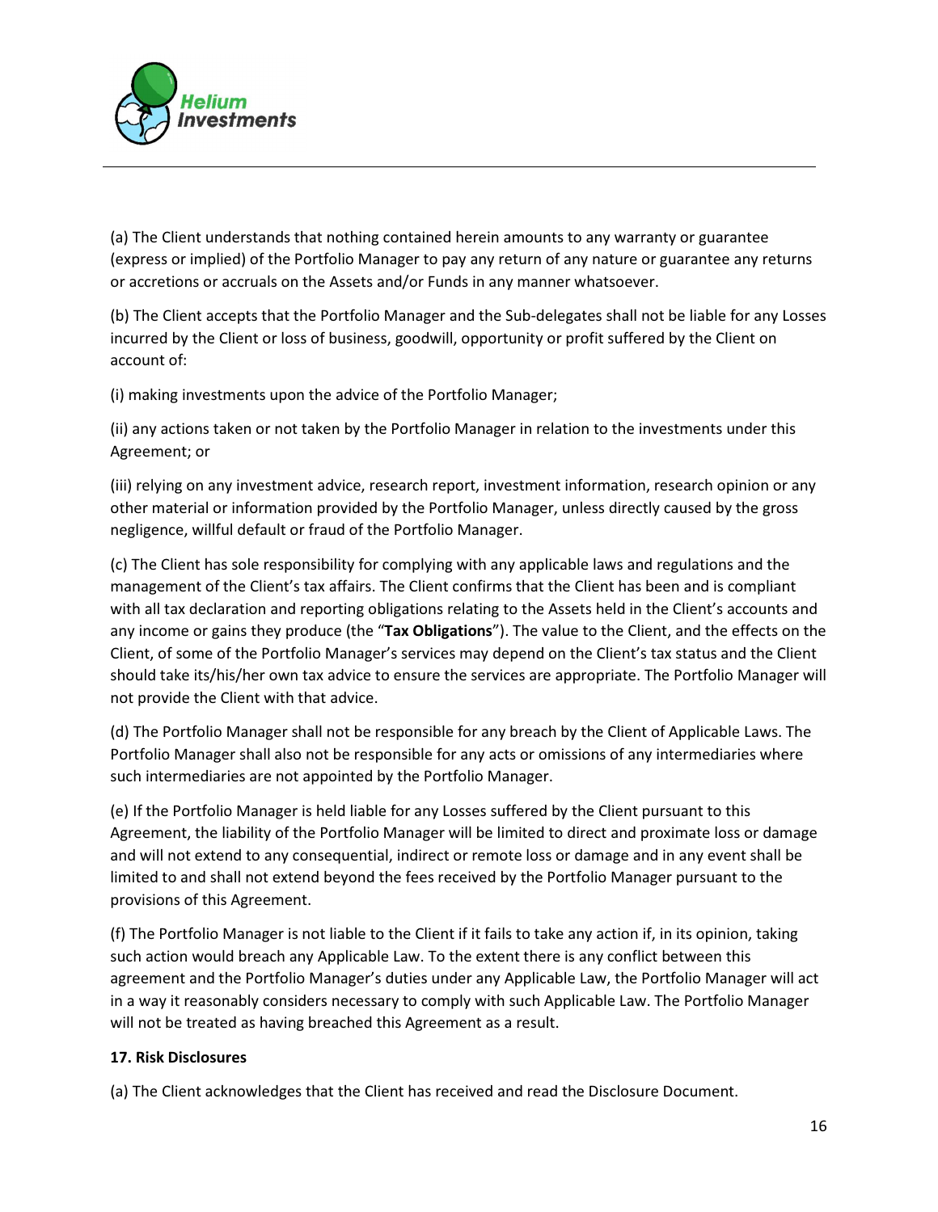(a) The Client understands that nothing contained herein amounts to any warranty or guarantee (express or implied) of the Portfolio Manager to pay any return of any nature or guarantee any returns or accretions or accruals on the Assets and/or Funds in any manner whatsoever.

(b) The Client accepts that the Portfolio Manager and the Sub-delegates shall not be liable for any Losses incurred by the Client or loss of business, goodwill, opportunity or profit suffered by the Client on account of:

(i) making investments upon the advice of the Portfolio Manager;

(ii) any actions taken or not taken by the Portfolio Manager in relation to the investments under this Agreement; or

(iii) relying on any investment advice, research report, investment information, research opinion or any other material or information provided by the Portfolio Manager, unless directly caused by the gross negligence, willful default or fraud of the Portfolio Manager.

(c) The Client has sole responsibility for complying with any applicable laws and regulations and the management of the Client's tax affairs. The Client confirms that the Client has been and is compliant with all tax declaration and reporting obligations relating to the Assets held in the Client's accounts and any income or gains they produce (the "**Tax Obligations**"). The value to the Client, and the effects on the Client, of some of the Portfolio Manager's services may depend on the Client's tax status and the Client should take its/his/her own tax advice to ensure the services are appropriate. The Portfolio Manager will not provide the Client with that advice.

(d) The Portfolio Manager shall not be responsible for any breach by the Client of Applicable Laws. The Portfolio Manager shall also not be responsible for any acts or omissions of any intermediaries where such intermediaries are not appointed by the Portfolio Manager.

(e) If the Portfolio Manager is held liable for any Losses suffered by the Client pursuant to this Agreement, the liability of the Portfolio Manager will be limited to direct and proximate loss or damage and will not extend to any consequential, indirect or remote loss or damage and in any event shall be limited to and shall not extend beyond the fees received by the Portfolio Manager pursuant to the provisions of this Agreement.

(f) The Portfolio Manager is not liable to the Client if it fails to take any action if, in its opinion, taking such action would breach any Applicable Law. To the extent there is any conflict between this agreement and the Portfolio Manager's duties under any Applicable Law, the Portfolio Manager will act in a way it reasonably considers necessary to comply with such Applicable Law. The Portfolio Manager will not be treated as having breached this Agreement as a result.

**17. Risk Disclosures**

(a) The Client acknowledges that the Client has received and read the Disclosure Document.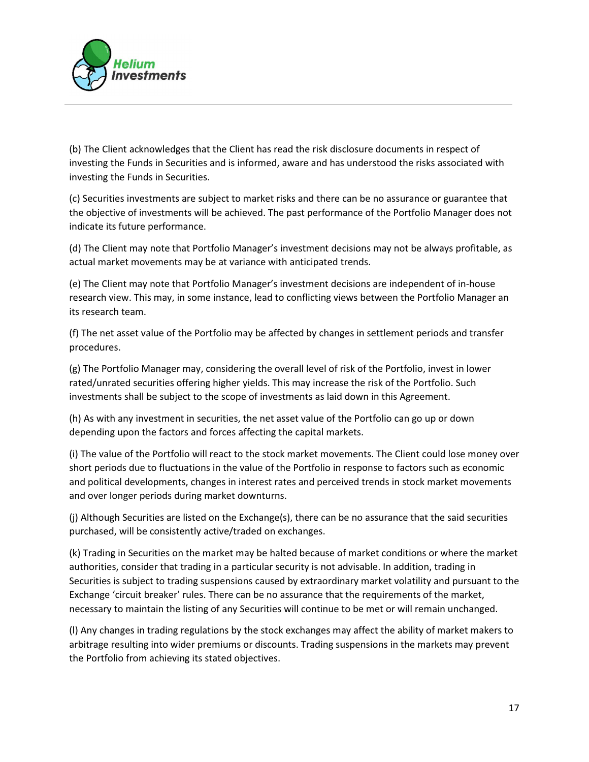(b) The Client acknowledges that the Client has read the risk disclosure documents in respect of investing the Funds in Securities and is informed, aware and has understood the risks associated with investing the Funds in Securities.

(c) Securities investments are subject to market risks and there can be no assurance or guarantee that the objective of investments will be achieved. The past performance of the Portfolio Manager does not indicate its future performance.

(d) The Client may note that Portfolio Manager's investment decisions may not be always profitable, as actual market movements may be at variance with anticipated trends.

(e) The Client may note that Portfolio Manager's investment decisions are independent of in-house research view. This may, in some instance, lead to conflicting views between the Portfolio Manager an its research team.

(f) The net asset value of the Portfolio may be affected by changes in settlement periods and transfer procedures.

(g) The Portfolio Manager may, considering the overall level of risk of the Portfolio, invest in lower rated/unrated securities offering higher yields. This may increase the risk of the Portfolio. Such investments shall be subject to the scope of investments as laid down in this Agreement.

(h) As with any investment in securities, the net asset value of the Portfolio can go up or down depending upon the factors and forces affecting the capital markets.

(i) The value of the Portfolio will react to the stock market movements. The Client could lose money over short periods due to fluctuations in the value of the Portfolio in response to factors such as economic and political developments, changes in interest rates and perceived trends in stock market movements and over longer periods during market downturns.

(j) Although Securities are listed on the Exchange(s), there can be no assurance that the said securities purchased, will be consistently active/traded on exchanges.

(k) Trading in Securities on the market may be halted because of market conditions or where the market authorities, consider that trading in a particular security is not advisable. In addition, trading in Securities is subject to trading suspensions caused by extraordinary market volatility and pursuant to the Exchange 'circuit breaker' rules. There can be no assurance that the requirements of the market, necessary to maintain the listing of any Securities will continue to be met or will remain unchanged.

(l) Any changes in trading regulations by the stock exchanges may affect the ability of market makers to arbitrage resulting into wider premiums or discounts. Trading suspensions in the markets may prevent the Portfolio from achieving its stated objectives.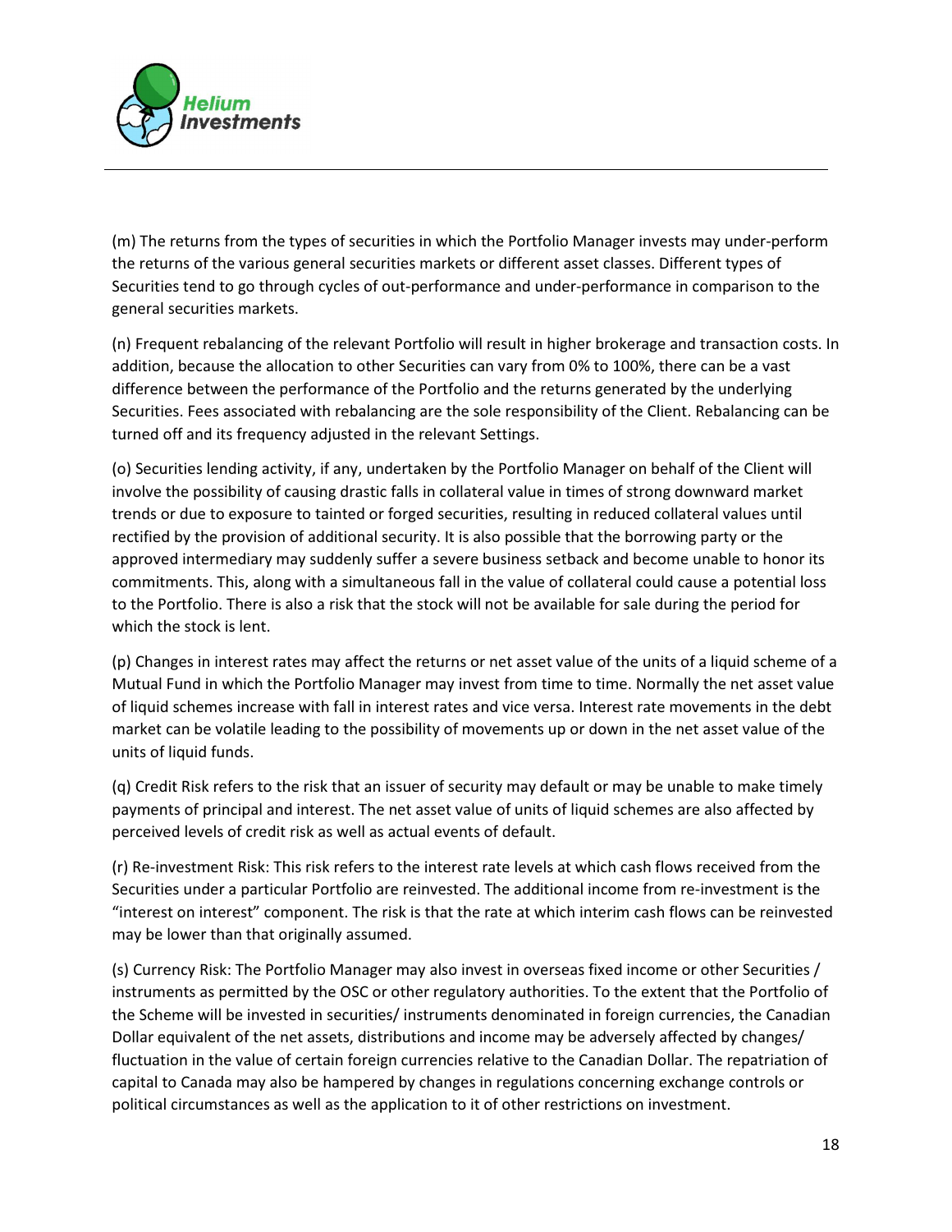(m) The returns from the types of securities in which the Portfolio Manager invests may under-perform the returns of the various general securities markets or different asset classes. Different types of Securities tend to go through cycles of out-performance and under-performance in comparison to the general securities markets.

(n) Frequent rebalancing of the relevant Portfolio will result in higher brokerage and transaction costs. In addition, because the allocation to other Securities can vary from 0% to 100%, there can be a vast difference between the performance of the Portfolio and the returns generated by the underlying Securities. Fees associated with rebalancing are the sole responsibility of the Client. Rebalancing can be turned off and its frequency adjusted in the relevant Settings.

(o) Securities lending activity, if any, undertaken by the Portfolio Manager on behalf of the Client will involve the possibility of causing drastic falls in collateral value in times of strong downward market trends or due to exposure to tainted or forged securities, resulting in reduced collateral values until rectified by the provision of additional security. It is also possible that the borrowing party or the approved intermediary may suddenly suffer a severe business setback and become unable to honor its commitments. This, along with a simultaneous fall in the value of collateral could cause a potential loss to the Portfolio. There is also a risk that the stock will not be available for sale during the period for which the stock is lent.

(p) Changes in interest rates may affect the returns or net asset value of the units of a liquid scheme of a Mutual Fund in which the Portfolio Manager may invest from time to time. Normally the net asset value of liquid schemes increase with fall in interest rates and vice versa. Interest rate movements in the debt market can be volatile leading to the possibility of movements up or down in the net asset value of the units of liquid funds.

(q) Credit Risk refers to the risk that an issuer of security may default or may be unable to make timely payments of principal and interest. The net asset value of units of liquid schemes are also affected by perceived levels of credit risk as well as actual events of default.

(r) Re-investment Risk: This risk refers to the interest rate levels at which cash flows received from the Securities under a particular Portfolio are reinvested. The additional income from re-investment is the "interest on interest" component. The risk is that the rate at which interim cash flows can be reinvested may be lower than that originally assumed.

(s) Currency Risk: The Portfolio Manager may also invest in overseas fixed income or other Securities / instruments as permitted by the OSC or other regulatory authorities. To the extent that the Portfolio of the Scheme will be invested in securities/ instruments denominated in foreign currencies, the Canadian Dollar equivalent of the net assets, distributions and income may be adversely affected by changes/ fluctuation in the value of certain foreign currencies relative to the Canadian Dollar. The repatriation of capital to Canada may also be hampered by changes in regulations concerning exchange controls or political circumstances as well as the application to it of other restrictions on investment.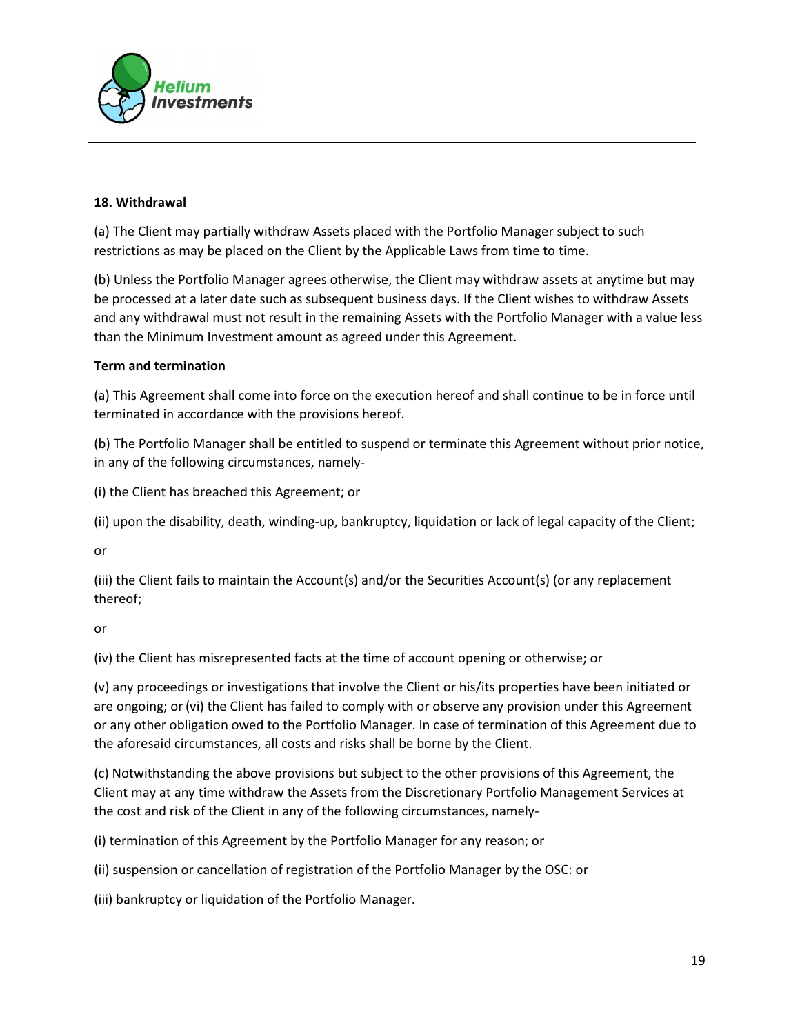**18. Withdrawal**

(a) The Client may partially withdraw Assets placed with the Portfolio Manager subject to such restrictions as may be placed on the Client by the Applicable Laws from time to time.

(b) Unless the Portfolio Manager agrees otherwise, the Client may withdraw assets at anytime but may be processed at a later date such as subsequent business days. If the Client wishes to withdraw Assets and any withdrawal must not result in the remaining Assets with the Portfolio Manager with a value less than the Minimum Investment amount as agreed under this Agreement.

**Term and termination**

(a) This Agreement shall come into force on the execution hereof and shall continue to be in force until terminated in accordance with the provisions hereof.

(b) The Portfolio Manager shall be entitled to suspend or terminate this Agreement without prior notice, in any of the following circumstances, namely-

(i) the Client has breached this Agreement; or

(ii) upon the disability, death, winding-up, bankruptcy, liquidation or lack of legal capacity of the Client;

or

(iii) the Client fails to maintain the Account(s) and/or the Securities Account(s) (or any replacement thereof;

or

(iv) the Client has misrepresented facts at the time of account opening or otherwise; or

(v) any proceedings or investigations that involve the Client or his/its properties have been initiated or are ongoing; or (vi) the Client has failed to comply with or observe any provision under this Agreement or any other obligation owed to the Portfolio Manager. In case of termination of this Agreement due to the aforesaid circumstances, all costs and risks shall be borne by the Client.

(c) Notwithstanding the above provisions but subject to the other provisions of this Agreement, the Client may at any time withdraw the Assets from the Discretionary Portfolio Management Services at the cost and risk of the Client in any of the following circumstances, namely-

(i) termination of this Agreement by the Portfolio Manager for any reason; or

(ii) suspension or cancellation of registration of the Portfolio Manager by the OSC: or

(iii) bankruptcy or liquidation of the Portfolio Manager.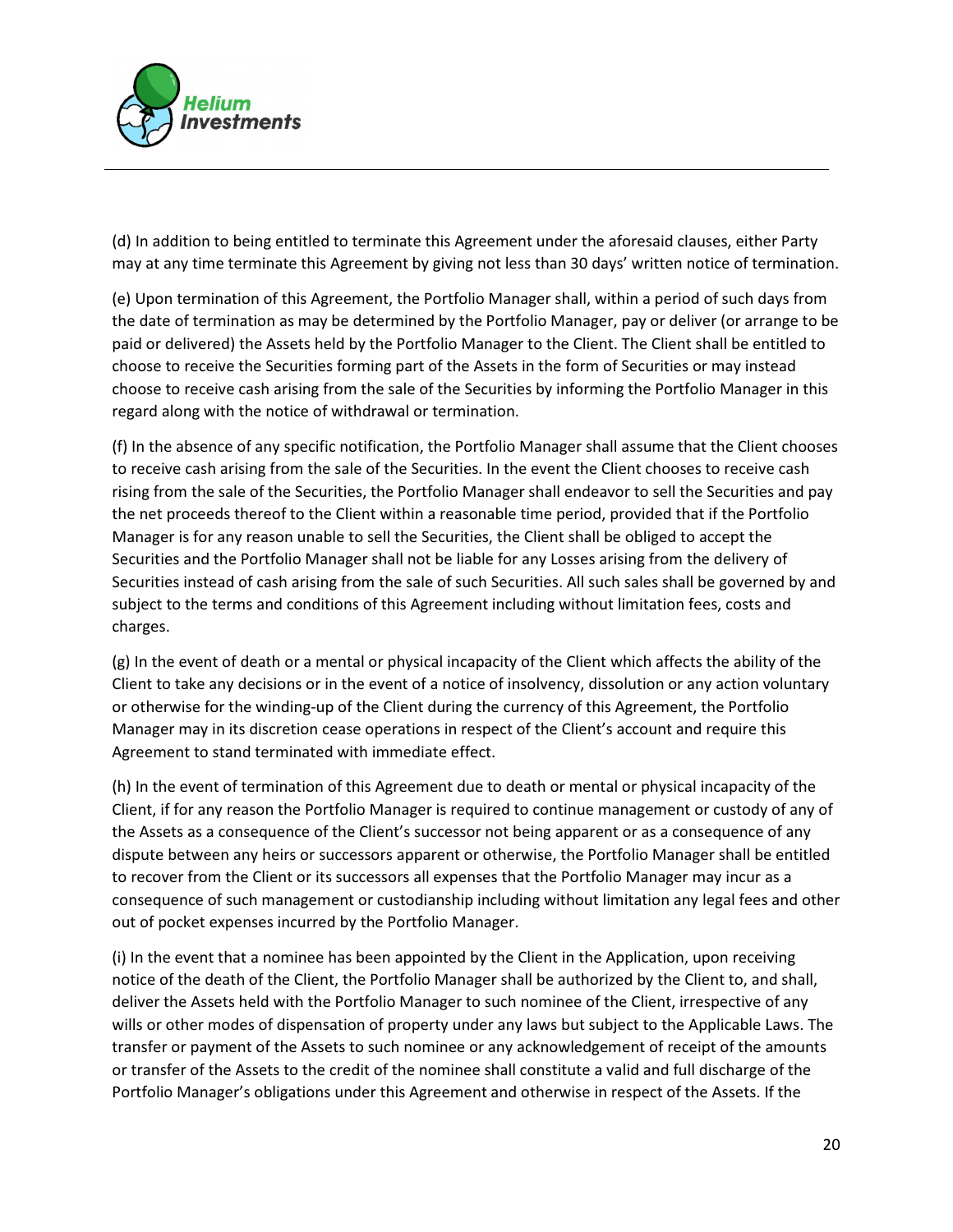(d) In addition to being entitled to terminate this Agreement under the aforesaid clauses, either Party may at any time terminate this Agreement by giving not less than 30 days' written notice of termination.

(e) Upon termination of this Agreement, the Portfolio Manager shall, within a period of such days from the date of termination as may be determined by the Portfolio Manager, pay or deliver (or arrange to be paid or delivered) the Assets held by the Portfolio Manager to the Client. The Client shall be entitled to choose to receive the Securities forming part of the Assets in the form of Securities or may instead choose to receive cash arising from the sale of the Securities by informing the Portfolio Manager in this regard along with the notice of withdrawal or termination.

(f) In the absence of any specific notification, the Portfolio Manager shall assume that the Client chooses to receive cash arising from the sale of the Securities. In the event the Client chooses to receive cash rising from the sale of the Securities, the Portfolio Manager shall endeavor to sell the Securities and pay the net proceeds thereof to the Client within a reasonable time period, provided that if the Portfolio Manager is for any reason unable to sell the Securities, the Client shall be obliged to accept the Securities and the Portfolio Manager shall not be liable for any Losses arising from the delivery of Securities instead of cash arising from the sale of such Securities. All such sales shall be governed by and subject to the terms and conditions of this Agreement including without limitation fees, costs and charges.

(g) In the event of death or a mental or physical incapacity of the Client which affects the ability of the Client to take any decisions or in the event of a notice of insolvency, dissolution or any action voluntary or otherwise for the winding-up of the Client during the currency of this Agreement, the Portfolio Manager may in its discretion cease operations in respect of the Client's account and require this Agreement to stand terminated with immediate effect.

(h) In the event of termination of this Agreement due to death or mental or physical incapacity of the Client, if for any reason the Portfolio Manager is required to continue management or custody of any of the Assets as a consequence of the Client's successor not being apparent or as a consequence of any dispute between any heirs or successors apparent or otherwise, the Portfolio Manager shall be entitled to recover from the Client or its successors all expenses that the Portfolio Manager may incur as a consequence of such management or custodianship including without limitation any legal fees and other out of pocket expenses incurred by the Portfolio Manager.

(i) In the event that a nominee has been appointed by the Client in the Application, upon receiving notice of the death of the Client, the Portfolio Manager shall be authorized by the Client to, and shall, deliver the Assets held with the Portfolio Manager to such nominee of the Client, irrespective of any wills or other modes of dispensation of property under any laws but subject to the Applicable Laws. The transfer or payment of the Assets to such nominee or any acknowledgement of receipt of the amounts or transfer of the Assets to the credit of the nominee shall constitute a valid and full discharge of the Portfolio Manager's obligations under this Agreement and otherwise in respect of the Assets. If the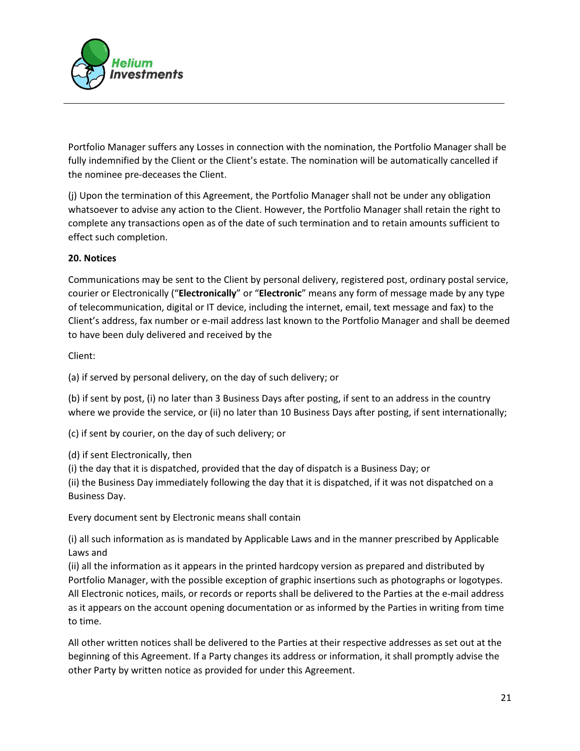Portfolio Manager suffers any Losses in connection with the nomination, the Portfolio Manager shall be fully indemnified by the Client or the Client's estate. The nomination will be automatically cancelled if the nominee pre-deceases the Client.

(j) Upon the termination of this Agreement, the Portfolio Manager shall not be under any obligation whatsoever to advise any action to the Client. However, the Portfolio Manager shall retain the right to complete any transactions open as of the date of such termination and to retain amounts sufficient to effect such completion.

**20. Notices**

Communications may be sent to the Client by personal delivery, registered post, ordinary postal service, courier or Electronically ("**Electronically**" or "**Electronic**" means any form of message made by any type of telecommunication, digital or IT device, including the internet, email, text message and fax) to the Client's address, fax number or e-mail address last known to the Portfolio Manager and shall be deemed to have been duly delivered and received by the

Client:

(a) if served by personal delivery, on the day of such delivery; or

(b) if sent by post, (i) no later than 3 Business Days after posting, if sent to an address in the country where we provide the service, or (ii) no later than 10 Business Days after posting, if sent internationally;

(c) if sent by courier, on the day of such delivery; or

(d) if sent Electronically, then
(i) the day that it is dispatched, provided that the day of dispatch is a Business Day; or
(ii) the Business Day immediately following the day that it is dispatched, if it was not dispatched on a Business Day.

Every document sent by Electronic means shall contain

(i) all such information as is mandated by Applicable Laws and in the manner prescribed by Applicable Laws and
(ii) all the information as it appears in the printed hardcopy version as prepared and distributed by Portfolio Manager, with the possible exception of graphic insertions such as photographs or logotypes. All Electronic notices, mails, or records or reports shall be delivered to the Parties at the e-mail address as it appears on the account opening documentation or as informed by the Parties in writing from time to time.

All other written notices shall be delivered to the Parties at their respective addresses as set out at the beginning of this Agreement. If a Party changes its address or information, it shall promptly advise the other Party by written notice as provided for under this Agreement.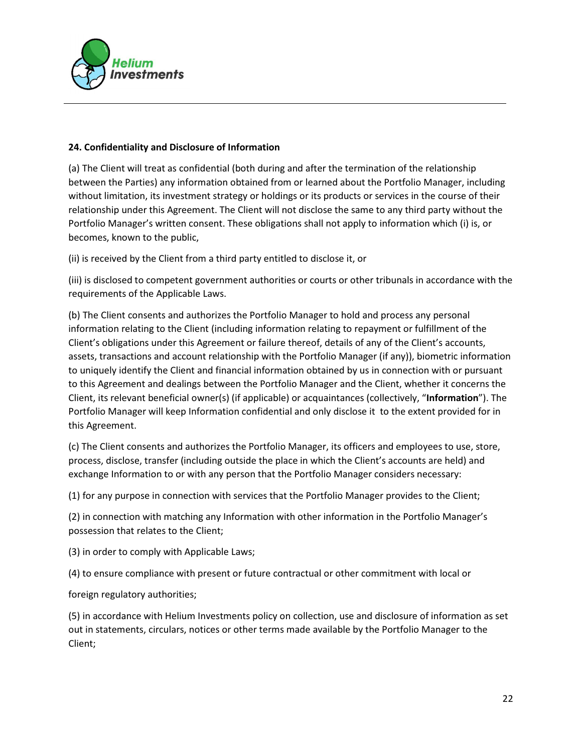**24. Confidentiality and Disclosure of Information**

(a) The Client will treat as confidential (both during and after the termination of the relationship between the Parties) any information obtained from or learned about the Portfolio Manager, including without limitation, its investment strategy or holdings or its products or services in the course of their relationship under this Agreement. The Client will not disclose the same to any third party without the Portfolio Manager's written consent. These obligations shall not apply to information which (i) is, or becomes, known to the public,

(ii) is received by the Client from a third party entitled to disclose it, or

(iii) is disclosed to competent government authorities or courts or other tribunals in accordance with the requirements of the Applicable Laws.

(b) The Client consents and authorizes the Portfolio Manager to hold and process any personal information relating to the Client (including information relating to repayment or fulfillment of the Client's obligations under this Agreement or failure thereof, details of any of the Client's accounts, assets, transactions and account relationship with the Portfolio Manager (if any)), biometric information to uniquely identify the Client and financial information obtained by us in connection with or pursuant to this Agreement and dealings between the Portfolio Manager and the Client, whether it concerns the Client, its relevant beneficial owner(s) (if applicable) or acquaintances (collectively, "**Information**"). The Portfolio Manager will keep Information confidential and only disclose it to the extent provided for in this Agreement.

(c) The Client consents and authorizes the Portfolio Manager, its officers and employees to use, store, process, disclose, transfer (including outside the place in which the Client's accounts are held) and exchange Information to or with any person that the Portfolio Manager considers necessary:

(1) for any purpose in connection with services that the Portfolio Manager provides to the Client;

(2) in connection with matching any Information with other information in the Portfolio Manager's possession that relates to the Client;

(3) in order to comply with Applicable Laws;

(4) to ensure compliance with present or future contractual or other commitment with local or

foreign regulatory authorities;

(5) in accordance with Helium Investments policy on collection, use and disclosure of information as set out in statements, circulars, notices or other terms made available by the Portfolio Manager to the Client;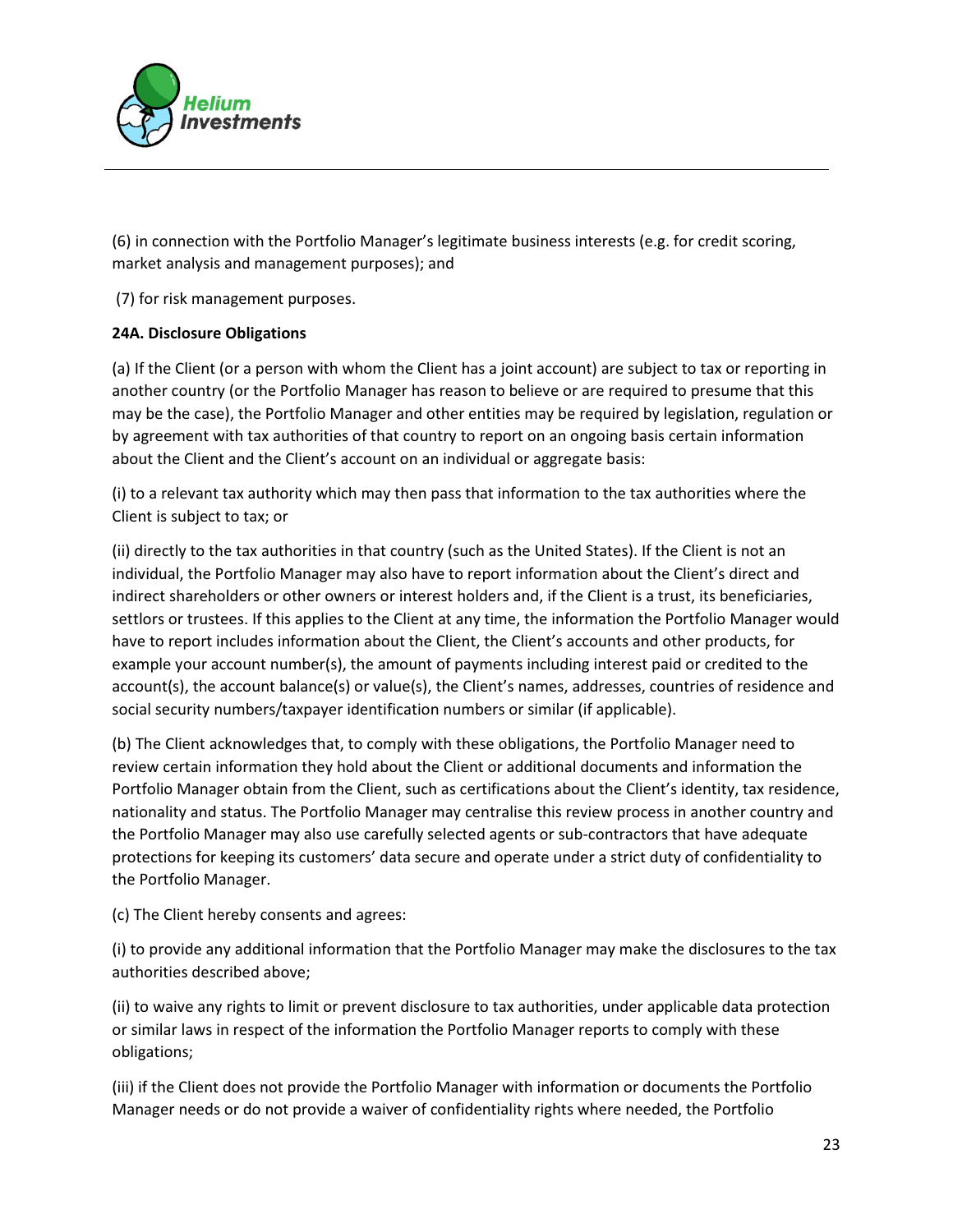(6) in connection with the Portfolio Manager's legitimate business interests (e.g. for credit scoring, market analysis and management purposes); and

(7) for risk management purposes.

**24A. Disclosure Obligations**

(a) If the Client (or a person with whom the Client has a joint account) are subject to tax or reporting in another country (or the Portfolio Manager has reason to believe or are required to presume that this may be the case), the Portfolio Manager and other entities may be required by legislation, regulation or by agreement with tax authorities of that country to report on an ongoing basis certain information about the Client and the Client's account on an individual or aggregate basis:

(i) to a relevant tax authority which may then pass that information to the tax authorities where the Client is subject to tax; or

(ii) directly to the tax authorities in that country (such as the United States). If the Client is not an individual, the Portfolio Manager may also have to report information about the Client's direct and indirect shareholders or other owners or interest holders and, if the Client is a trust, its beneficiaries, settlors or trustees. If this applies to the Client at any time, the information the Portfolio Manager would have to report includes information about the Client, the Client's accounts and other products, for example your account number(s), the amount of payments including interest paid or credited to the account(s), the account balance(s) or value(s), the Client's names, addresses, countries of residence and social security numbers/taxpayer identification numbers or similar (if applicable).

(b) The Client acknowledges that, to comply with these obligations, the Portfolio Manager need to review certain information they hold about the Client or additional documents and information the Portfolio Manager obtain from the Client, such as certifications about the Client's identity, tax residence, nationality and status. The Portfolio Manager may centralise this review process in another country and the Portfolio Manager may also use carefully selected agents or sub-contractors that have adequate protections for keeping its customers' data secure and operate under a strict duty of confidentiality to the Portfolio Manager.

(c) The Client hereby consents and agrees:

(i) to provide any additional information that the Portfolio Manager may make the disclosures to the tax authorities described above;

(ii) to waive any rights to limit or prevent disclosure to tax authorities, under applicable data protection or similar laws in respect of the information the Portfolio Manager reports to comply with these obligations;

(iii) if the Client does not provide the Portfolio Manager with information or documents the Portfolio Manager needs or do not provide a waiver of confidentiality rights where needed, the Portfolio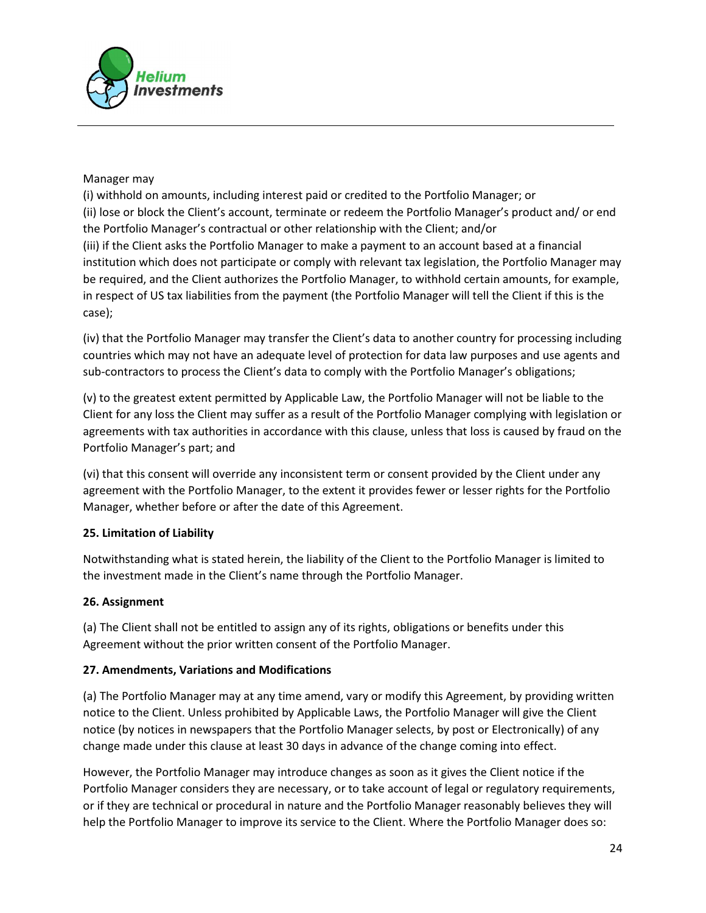Manager may

(i) withhold on amounts, including interest paid or credited to the Portfolio Manager; or

(ii) lose or block the Client's account, terminate or redeem the Portfolio Manager's product and/ or end the Portfolio Manager's contractual or other relationship with the Client; and/or

(iii) if the Client asks the Portfolio Manager to make a payment to an account based at a financial institution which does not participate or comply with relevant tax legislation, the Portfolio Manager may be required, and the Client authorizes the Portfolio Manager, to withhold certain amounts, for example, in respect of US tax liabilities from the payment (the Portfolio Manager will tell the Client if this is the case);

(iv) that the Portfolio Manager may transfer the Client's data to another country for processing including countries which may not have an adequate level of protection for data law purposes and use agents and sub-contractors to process the Client's data to comply with the Portfolio Manager's obligations;

(v) to the greatest extent permitted by Applicable Law, the Portfolio Manager will not be liable to the Client for any loss the Client may suffer as a result of the Portfolio Manager complying with legislation or agreements with tax authorities in accordance with this clause, unless that loss is caused by fraud on the Portfolio Manager's part; and

(vi) that this consent will override any inconsistent term or consent provided by the Client under any agreement with the Portfolio Manager, to the extent it provides fewer or lesser rights for the Portfolio Manager, whether before or after the date of this Agreement.

**25. Limitation of Liability**

Notwithstanding what is stated herein, the liability of the Client to the Portfolio Manager is limited to the investment made in the Client's name through the Portfolio Manager.

**26. Assignment**

(a) The Client shall not be entitled to assign any of its rights, obligations or benefits under this Agreement without the prior written consent of the Portfolio Manager.

**27. Amendments, Variations and Modifications**

(a) The Portfolio Manager may at any time amend, vary or modify this Agreement, by providing written notice to the Client. Unless prohibited by Applicable Laws, the Portfolio Manager will give the Client notice (by notices in newspapers that the Portfolio Manager selects, by post or Electronically) of any change made under this clause at least 30 days in advance of the change coming into effect.

However, the Portfolio Manager may introduce changes as soon as it gives the Client notice if the Portfolio Manager considers they are necessary, or to take account of legal or regulatory requirements, or if they are technical or procedural in nature and the Portfolio Manager reasonably believes they will help the Portfolio Manager to improve its service to the Client. Where the Portfolio Manager does so: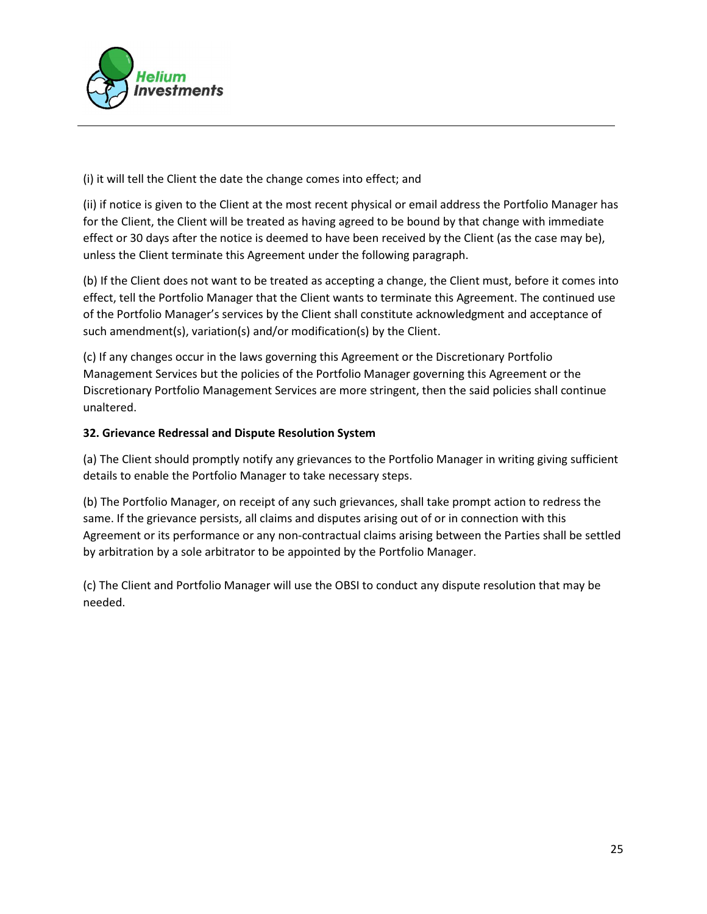(i) it will tell the Client the date the change comes into effect; and

(ii) if notice is given to the Client at the most recent physical or email address the Portfolio Manager has for the Client, the Client will be treated as having agreed to be bound by that change with immediate effect or 30 days after the notice is deemed to have been received by the Client (as the case may be), unless the Client terminate this Agreement under the following paragraph.

(b) If the Client does not want to be treated as accepting a change, the Client must, before it comes into effect, tell the Portfolio Manager that the Client wants to terminate this Agreement. The continued use of the Portfolio Manager's services by the Client shall constitute acknowledgment and acceptance of such amendment(s), variation(s) and/or modification(s) by the Client.

(c) If any changes occur in the laws governing this Agreement or the Discretionary Portfolio Management Services but the policies of the Portfolio Manager governing this Agreement or the Discretionary Portfolio Management Services are more stringent, then the said policies shall continue unaltered.

**32. Grievance Redressal and Dispute Resolution System**

(a) The Client should promptly notify any grievances to the Portfolio Manager in writing giving sufficient details to enable the Portfolio Manager to take necessary steps.

(b) The Portfolio Manager, on receipt of any such grievances, shall take prompt action to redress the same. If the grievance persists, all claims and disputes arising out of or in connection with this Agreement or its performance or any non-contractual claims arising between the Parties shall be settled by arbitration by a sole arbitrator to be appointed by the Portfolio Manager.

(c) The Client and Portfolio Manager will use the OBSI to conduct any dispute resolution that may be needed.